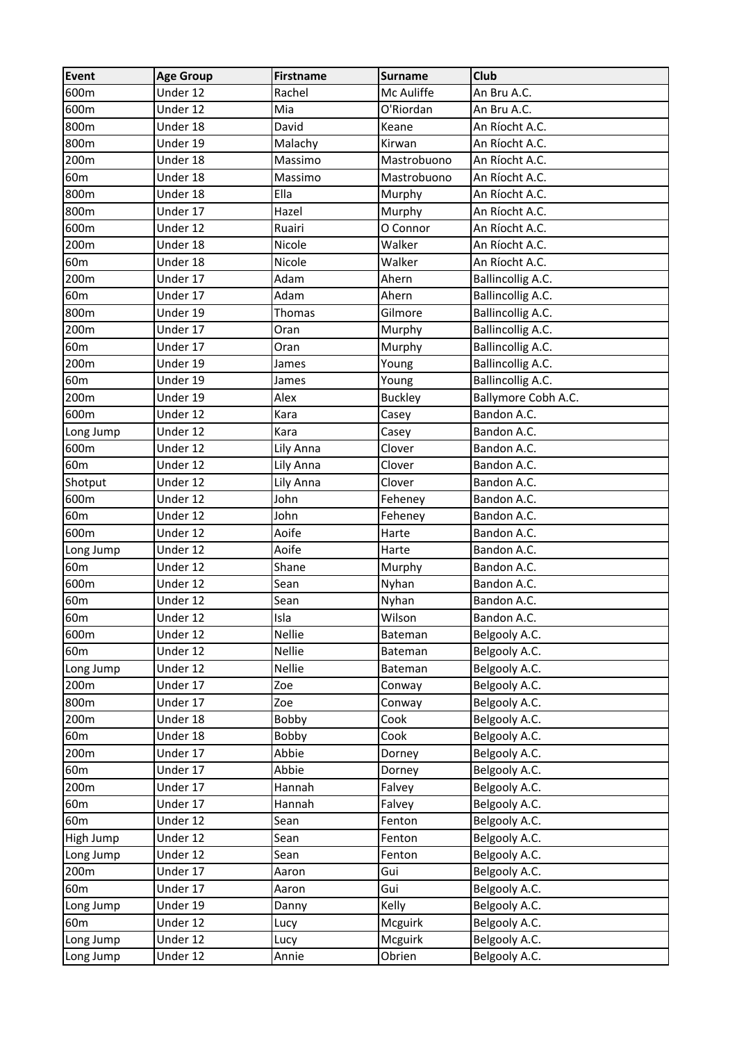| Event | Age Group | Firstname | Surname | Club |
| --- | --- | --- | --- | --- |
| 600m | Under 12 | Rachel | Mc Auliffe | An Bru A.C. |
| 600m | Under 12 | Mia | O'Riordan | An Bru A.C. |
| 800m | Under 18 | David | Keane | An Ríocht A.C. |
| 800m | Under 19 | Malachy | Kirwan | An Ríocht A.C. |
| 200m | Under 18 | Massimo | Mastrobuono | An Ríocht A.C. |
| 60m | Under 18 | Massimo | Mastrobuono | An Ríocht A.C. |
| 800m | Under 18 | Ella | Murphy | An Ríocht A.C. |
| 800m | Under 17 | Hazel | Murphy | An Ríocht A.C. |
| 600m | Under 12 | Ruairi | O Connor | An Ríocht A.C. |
| 200m | Under 18 | Nicole | Walker | An Ríocht A.C. |
| 60m | Under 18 | Nicole | Walker | An Ríocht A.C. |
| 200m | Under 17 | Adam | Ahern | Ballincollig A.C. |
| 60m | Under 17 | Adam | Ahern | Ballincollig A.C. |
| 800m | Under 19 | Thomas | Gilmore | Ballincollig A.C. |
| 200m | Under 17 | Oran | Murphy | Ballincollig A.C. |
| 60m | Under 17 | Oran | Murphy | Ballincollig A.C. |
| 200m | Under 19 | James | Young | Ballincollig A.C. |
| 60m | Under 19 | James | Young | Ballincollig A.C. |
| 200m | Under 19 | Alex | Buckley | Ballymore Cobh A.C. |
| 600m | Under 12 | Kara | Casey | Bandon A.C. |
| Long Jump | Under 12 | Kara | Casey | Bandon A.C. |
| 600m | Under 12 | Lily Anna | Clover | Bandon A.C. |
| 60m | Under 12 | Lily Anna | Clover | Bandon A.C. |
| Shotput | Under 12 | Lily Anna | Clover | Bandon A.C. |
| 600m | Under 12 | John | Feheney | Bandon A.C. |
| 60m | Under 12 | John | Feheney | Bandon A.C. |
| 600m | Under 12 | Aoife | Harte | Bandon A.C. |
| Long Jump | Under 12 | Aoife | Harte | Bandon A.C. |
| 60m | Under 12 | Shane | Murphy | Bandon A.C. |
| 600m | Under 12 | Sean | Nyhan | Bandon A.C. |
| 60m | Under 12 | Sean | Nyhan | Bandon A.C. |
| 60m | Under 12 | Isla | Wilson | Bandon A.C. |
| 600m | Under 12 | Nellie | Bateman | Belgooly A.C. |
| 60m | Under 12 | Nellie | Bateman | Belgooly A.C. |
| Long Jump | Under 12 | Nellie | Bateman | Belgooly A.C. |
| 200m | Under 17 | Zoe | Conway | Belgooly A.C. |
| 800m | Under 17 | Zoe | Conway | Belgooly A.C. |
| 200m | Under 18 | Bobby | Cook | Belgooly A.C. |
| 60m | Under 18 | Bobby | Cook | Belgooly A.C. |
| 200m | Under 17 | Abbie | Dorney | Belgooly A.C. |
| 60m | Under 17 | Abbie | Dorney | Belgooly A.C. |
| 200m | Under 17 | Hannah | Falvey | Belgooly A.C. |
| 60m | Under 17 | Hannah | Falvey | Belgooly A.C. |
| 60m | Under 12 | Sean | Fenton | Belgooly A.C. |
| High Jump | Under 12 | Sean | Fenton | Belgooly A.C. |
| Long Jump | Under 12 | Sean | Fenton | Belgooly A.C. |
| 200m | Under 17 | Aaron | Gui | Belgooly A.C. |
| 60m | Under 17 | Aaron | Gui | Belgooly A.C. |
| Long Jump | Under 19 | Danny | Kelly | Belgooly A.C. |
| 60m | Under 12 | Lucy | Mcguirk | Belgooly A.C. |
| Long Jump | Under 12 | Lucy | Mcguirk | Belgooly A.C. |
| Long Jump | Under 12 | Annie | Obrien | Belgooly A.C. |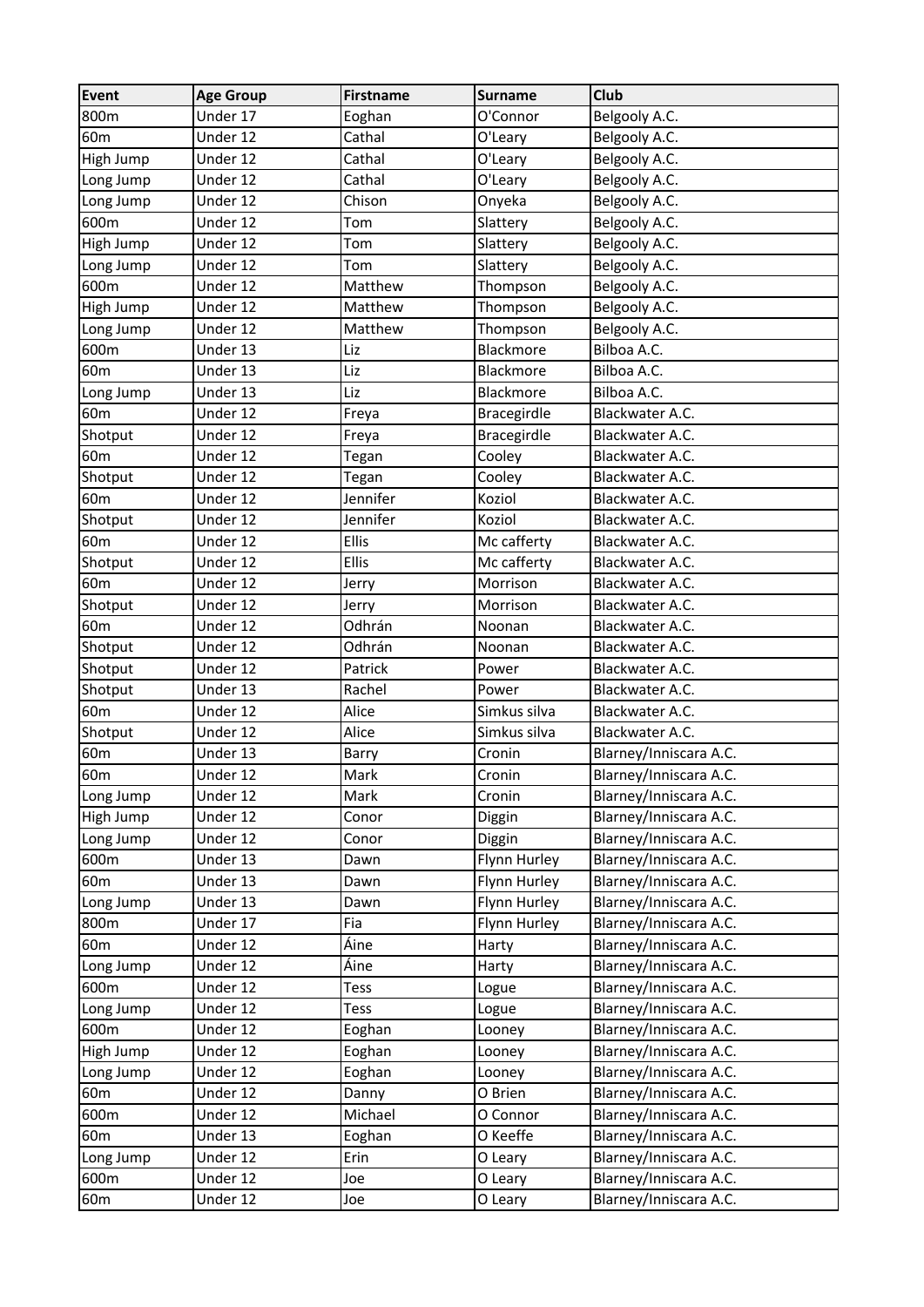| Event | Age Group | Firstname | Surname | Club |
| --- | --- | --- | --- | --- |
| 800m | Under 17 | Eoghan | O'Connor | Belgooly A.C. |
| 60m | Under 12 | Cathal | O'Leary | Belgooly A.C. |
| High Jump | Under 12 | Cathal | O'Leary | Belgooly A.C. |
| Long Jump | Under 12 | Cathal | O'Leary | Belgooly A.C. |
| Long Jump | Under 12 | Chison | Onyeka | Belgooly A.C. |
| 600m | Under 12 | Tom | Slattery | Belgooly A.C. |
| High Jump | Under 12 | Tom | Slattery | Belgooly A.C. |
| Long Jump | Under 12 | Tom | Slattery | Belgooly A.C. |
| 600m | Under 12 | Matthew | Thompson | Belgooly A.C. |
| High Jump | Under 12 | Matthew | Thompson | Belgooly A.C. |
| Long Jump | Under 12 | Matthew | Thompson | Belgooly A.C. |
| 600m | Under 13 | Liz | Blackmore | Bilboa A.C. |
| 60m | Under 13 | Liz | Blackmore | Bilboa A.C. |
| Long Jump | Under 13 | Liz | Blackmore | Bilboa A.C. |
| 60m | Under 12 | Freya | Bracegirdle | Blackwater A.C. |
| Shotput | Under 12 | Freya | Bracegirdle | Blackwater A.C. |
| 60m | Under 12 | Tegan | Cooley | Blackwater A.C. |
| Shotput | Under 12 | Tegan | Cooley | Blackwater A.C. |
| 60m | Under 12 | Jennifer | Koziol | Blackwater A.C. |
| Shotput | Under 12 | Jennifer | Koziol | Blackwater A.C. |
| 60m | Under 12 | Ellis | Mc cafferty | Blackwater A.C. |
| Shotput | Under 12 | Ellis | Mc cafferty | Blackwater A.C. |
| 60m | Under 12 | Jerry | Morrison | Blackwater A.C. |
| Shotput | Under 12 | Jerry | Morrison | Blackwater A.C. |
| 60m | Under 12 | Odhrán | Noonan | Blackwater A.C. |
| Shotput | Under 12 | Odhrán | Noonan | Blackwater A.C. |
| Shotput | Under 12 | Patrick | Power | Blackwater A.C. |
| Shotput | Under 13 | Rachel | Power | Blackwater A.C. |
| 60m | Under 12 | Alice | Simkus silva | Blackwater A.C. |
| Shotput | Under 12 | Alice | Simkus silva | Blackwater A.C. |
| 60m | Under 13 | Barry | Cronin | Blarney/Inniscara A.C. |
| 60m | Under 12 | Mark | Cronin | Blarney/Inniscara A.C. |
| Long Jump | Under 12 | Mark | Cronin | Blarney/Inniscara A.C. |
| High Jump | Under 12 | Conor | Diggin | Blarney/Inniscara A.C. |
| Long Jump | Under 12 | Conor | Diggin | Blarney/Inniscara A.C. |
| 600m | Under 13 | Dawn | Flynn Hurley | Blarney/Inniscara A.C. |
| 60m | Under 13 | Dawn | Flynn Hurley | Blarney/Inniscara A.C. |
| Long Jump | Under 13 | Dawn | Flynn Hurley | Blarney/Inniscara A.C. |
| 800m | Under 17 | Fia | Flynn Hurley | Blarney/Inniscara A.C. |
| 60m | Under 12 | Áine | Harty | Blarney/Inniscara A.C. |
| Long Jump | Under 12 | Áine | Harty | Blarney/Inniscara A.C. |
| 600m | Under 12 | Tess | Logue | Blarney/Inniscara A.C. |
| Long Jump | Under 12 | Tess | Logue | Blarney/Inniscara A.C. |
| 600m | Under 12 | Eoghan | Looney | Blarney/Inniscara A.C. |
| High Jump | Under 12 | Eoghan | Looney | Blarney/Inniscara A.C. |
| Long Jump | Under 12 | Eoghan | Looney | Blarney/Inniscara A.C. |
| 60m | Under 12 | Danny | O Brien | Blarney/Inniscara A.C. |
| 600m | Under 12 | Michael | O Connor | Blarney/Inniscara A.C. |
| 60m | Under 13 | Eoghan | O Keeffe | Blarney/Inniscara A.C. |
| Long Jump | Under 12 | Erin | O Leary | Blarney/Inniscara A.C. |
| 600m | Under 12 | Joe | O Leary | Blarney/Inniscara A.C. |
| 60m | Under 12 | Joe | O Leary | Blarney/Inniscara A.C. |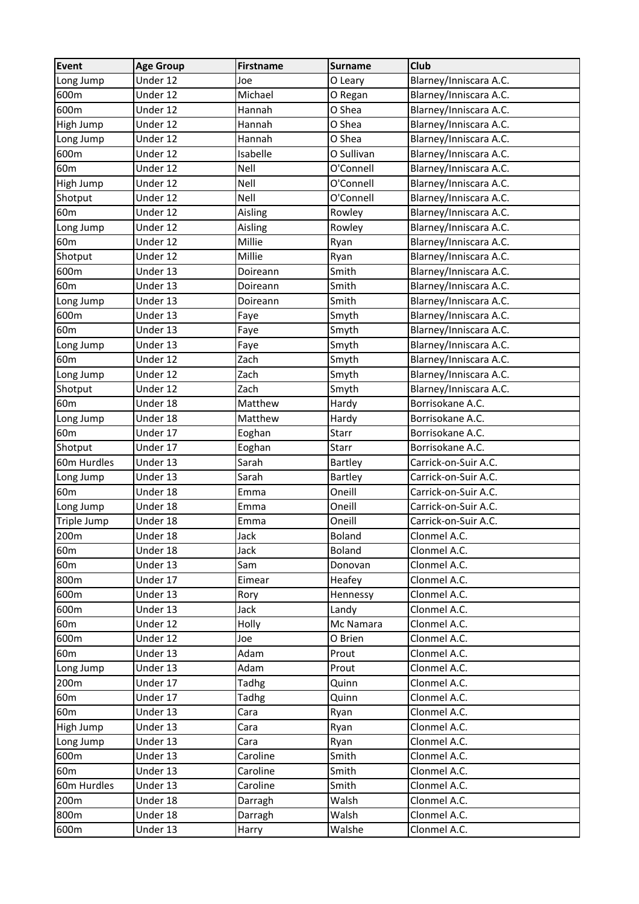| Event | Age Group | Firstname | Surname | Club |
| --- | --- | --- | --- | --- |
| Long Jump | Under 12 | Joe | O Leary | Blarney/Inniscara A.C. |
| 600m | Under 12 | Michael | O Regan | Blarney/Inniscara A.C. |
| 600m | Under 12 | Hannah | O Shea | Blarney/Inniscara A.C. |
| High Jump | Under 12 | Hannah | O Shea | Blarney/Inniscara A.C. |
| Long Jump | Under 12 | Hannah | O Shea | Blarney/Inniscara A.C. |
| 600m | Under 12 | Isabelle | O Sullivan | Blarney/Inniscara A.C. |
| 60m | Under 12 | Nell | O'Connell | Blarney/Inniscara A.C. |
| High Jump | Under 12 | Nell | O'Connell | Blarney/Inniscara A.C. |
| Shotput | Under 12 | Nell | O'Connell | Blarney/Inniscara A.C. |
| 60m | Under 12 | Aisling | Rowley | Blarney/Inniscara A.C. |
| Long Jump | Under 12 | Aisling | Rowley | Blarney/Inniscara A.C. |
| 60m | Under 12 | Millie | Ryan | Blarney/Inniscara A.C. |
| Shotput | Under 12 | Millie | Ryan | Blarney/Inniscara A.C. |
| 600m | Under 13 | Doireann | Smith | Blarney/Inniscara A.C. |
| 60m | Under 13 | Doireann | Smith | Blarney/Inniscara A.C. |
| Long Jump | Under 13 | Doireann | Smith | Blarney/Inniscara A.C. |
| 600m | Under 13 | Faye | Smyth | Blarney/Inniscara A.C. |
| 60m | Under 13 | Faye | Smyth | Blarney/Inniscara A.C. |
| Long Jump | Under 13 | Faye | Smyth | Blarney/Inniscara A.C. |
| 60m | Under 12 | Zach | Smyth | Blarney/Inniscara A.C. |
| Long Jump | Under 12 | Zach | Smyth | Blarney/Inniscara A.C. |
| Shotput | Under 12 | Zach | Smyth | Blarney/Inniscara A.C. |
| 60m | Under 18 | Matthew | Hardy | Borrisokane A.C. |
| Long Jump | Under 18 | Matthew | Hardy | Borrisokane A.C. |
| 60m | Under 17 | Eoghan | Starr | Borrisokane A.C. |
| Shotput | Under 17 | Eoghan | Starr | Borrisokane A.C. |
| 60m Hurdles | Under 13 | Sarah | Bartley | Carrick-on-Suir A.C. |
| Long Jump | Under 13 | Sarah | Bartley | Carrick-on-Suir A.C. |
| 60m | Under 18 | Emma | Oneill | Carrick-on-Suir A.C. |
| Long Jump | Under 18 | Emma | Oneill | Carrick-on-Suir A.C. |
| Triple Jump | Under 18 | Emma | Oneill | Carrick-on-Suir A.C. |
| 200m | Under 18 | Jack | Boland | Clonmel A.C. |
| 60m | Under 18 | Jack | Boland | Clonmel A.C. |
| 60m | Under 13 | Sam | Donovan | Clonmel A.C. |
| 800m | Under 17 | Eimear | Heafey | Clonmel A.C. |
| 600m | Under 13 | Rory | Hennessy | Clonmel A.C. |
| 600m | Under 13 | Jack | Landy | Clonmel A.C. |
| 60m | Under 12 | Holly | Mc Namara | Clonmel A.C. |
| 600m | Under 12 | Joe | O Brien | Clonmel A.C. |
| 60m | Under 13 | Adam | Prout | Clonmel A.C. |
| Long Jump | Under 13 | Adam | Prout | Clonmel A.C. |
| 200m | Under 17 | Tadhg | Quinn | Clonmel A.C. |
| 60m | Under 17 | Tadhg | Quinn | Clonmel A.C. |
| 60m | Under 13 | Cara | Ryan | Clonmel A.C. |
| High Jump | Under 13 | Cara | Ryan | Clonmel A.C. |
| Long Jump | Under 13 | Cara | Ryan | Clonmel A.C. |
| 600m | Under 13 | Caroline | Smith | Clonmel A.C. |
| 60m | Under 13 | Caroline | Smith | Clonmel A.C. |
| 60m Hurdles | Under 13 | Caroline | Smith | Clonmel A.C. |
| 200m | Under 18 | Darragh | Walsh | Clonmel A.C. |
| 800m | Under 18 | Darragh | Walsh | Clonmel A.C. |
| 600m | Under 13 | Harry | Walshe | Clonmel A.C. |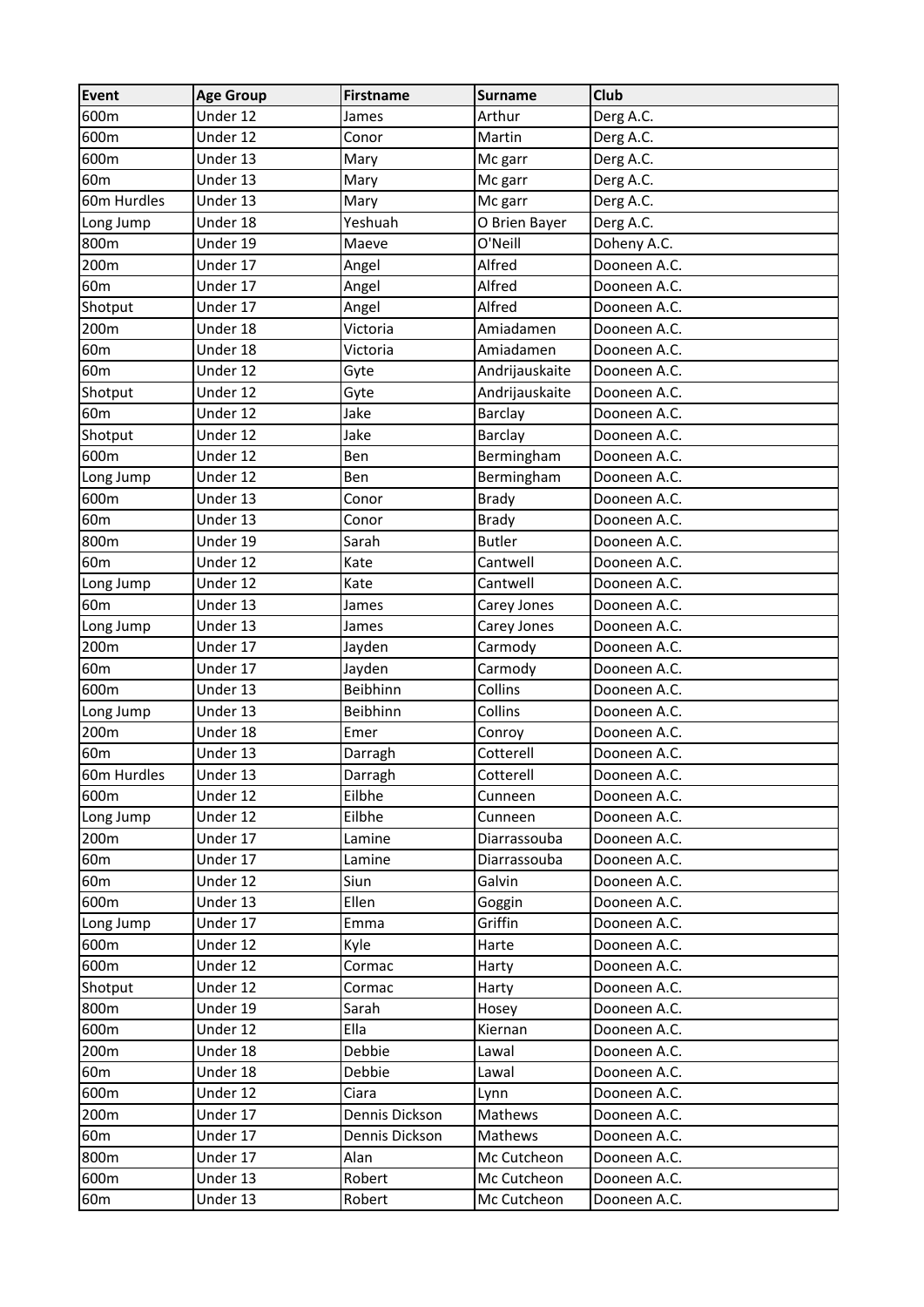| Event | Age Group | Firstname | Surname | Club |
|---|---|---|---|---|
| 600m | Under 12 | James | Arthur | Derg A.C. |
| 600m | Under 12 | Conor | Martin | Derg A.C. |
| 600m | Under 13 | Mary | Mc garr | Derg A.C. |
| 60m | Under 13 | Mary | Mc garr | Derg A.C. |
| 60m Hurdles | Under 13 | Mary | Mc garr | Derg A.C. |
| Long Jump | Under 18 | Yeshuah | O Brien Bayer | Derg A.C. |
| 800m | Under 19 | Maeve | O'Neill | Doheny A.C. |
| 200m | Under 17 | Angel | Alfred | Dooneen A.C. |
| 60m | Under 17 | Angel | Alfred | Dooneen A.C. |
| Shotput | Under 17 | Angel | Alfred | Dooneen A.C. |
| 200m | Under 18 | Victoria | Amiadamen | Dooneen A.C. |
| 60m | Under 18 | Victoria | Amiadamen | Dooneen A.C. |
| 60m | Under 12 | Gyte | Andrijauskaite | Dooneen A.C. |
| Shotput | Under 12 | Gyte | Andrijauskaite | Dooneen A.C. |
| 60m | Under 12 | Jake | Barclay | Dooneen A.C. |
| Shotput | Under 12 | Jake | Barclay | Dooneen A.C. |
| 600m | Under 12 | Ben | Bermingham | Dooneen A.C. |
| Long Jump | Under 12 | Ben | Bermingham | Dooneen A.C. |
| 600m | Under 13 | Conor | Brady | Dooneen A.C. |
| 60m | Under 13 | Conor | Brady | Dooneen A.C. |
| 800m | Under 19 | Sarah | Butler | Dooneen A.C. |
| 60m | Under 12 | Kate | Cantwell | Dooneen A.C. |
| Long Jump | Under 12 | Kate | Cantwell | Dooneen A.C. |
| 60m | Under 13 | James | Carey Jones | Dooneen A.C. |
| Long Jump | Under 13 | James | Carey Jones | Dooneen A.C. |
| 200m | Under 17 | Jayden | Carmody | Dooneen A.C. |
| 60m | Under 17 | Jayden | Carmody | Dooneen A.C. |
| 600m | Under 13 | Beibhinn | Collins | Dooneen A.C. |
| Long Jump | Under 13 | Beibhinn | Collins | Dooneen A.C. |
| 200m | Under 18 | Emer | Conroy | Dooneen A.C. |
| 60m | Under 13 | Darragh | Cotterell | Dooneen A.C. |
| 60m Hurdles | Under 13 | Darragh | Cotterell | Dooneen A.C. |
| 600m | Under 12 | Eilbhe | Cunneen | Dooneen A.C. |
| Long Jump | Under 12 | Eilbhe | Cunneen | Dooneen A.C. |
| 200m | Under 17 | Lamine | Diarrassouba | Dooneen A.C. |
| 60m | Under 17 | Lamine | Diarrassouba | Dooneen A.C. |
| 60m | Under 12 | Siun | Galvin | Dooneen A.C. |
| 600m | Under 13 | Ellen | Goggin | Dooneen A.C. |
| Long Jump | Under 17 | Emma | Griffin | Dooneen A.C. |
| 600m | Under 12 | Kyle | Harte | Dooneen A.C. |
| 600m | Under 12 | Cormac | Harty | Dooneen A.C. |
| Shotput | Under 12 | Cormac | Harty | Dooneen A.C. |
| 800m | Under 19 | Sarah | Hosey | Dooneen A.C. |
| 600m | Under 12 | Ella | Kiernan | Dooneen A.C. |
| 200m | Under 18 | Debbie | Lawal | Dooneen A.C. |
| 60m | Under 18 | Debbie | Lawal | Dooneen A.C. |
| 600m | Under 12 | Ciara | Lynn | Dooneen A.C. |
| 200m | Under 17 | Dennis Dickson | Mathews | Dooneen A.C. |
| 60m | Under 17 | Dennis Dickson | Mathews | Dooneen A.C. |
| 800m | Under 17 | Alan | Mc Cutcheon | Dooneen A.C. |
| 600m | Under 13 | Robert | Mc Cutcheon | Dooneen A.C. |
| 60m | Under 13 | Robert | Mc Cutcheon | Dooneen A.C. |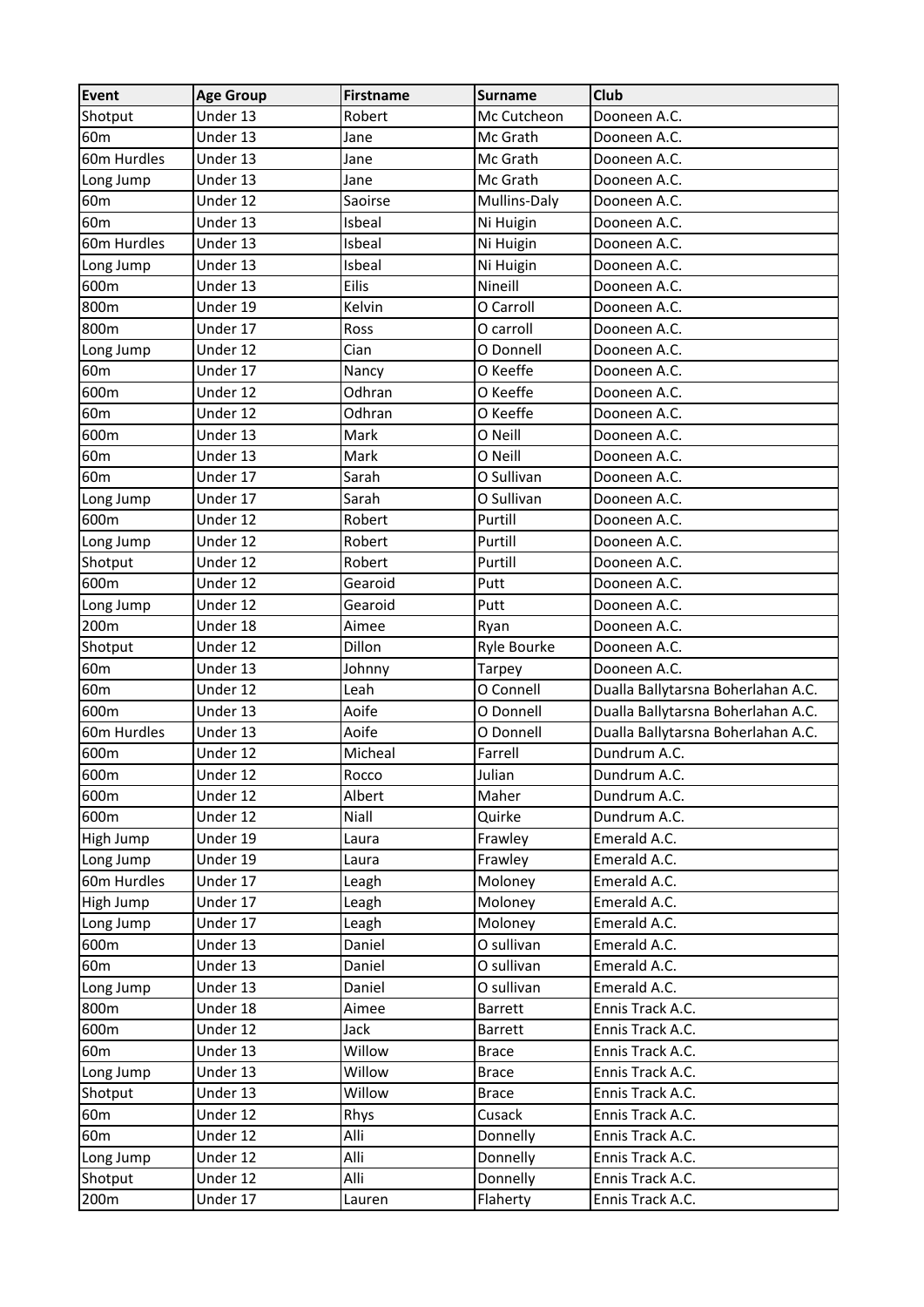| Event | Age Group | Firstname | Surname | Club |
| --- | --- | --- | --- | --- |
| Shotput | Under 13 | Robert | Mc Cutcheon | Dooneen A.C. |
| 60m | Under 13 | Jane | Mc Grath | Dooneen A.C. |
| 60m Hurdles | Under 13 | Jane | Mc Grath | Dooneen A.C. |
| Long Jump | Under 13 | Jane | Mc Grath | Dooneen A.C. |
| 60m | Under 12 | Saoirse | Mullins-Daly | Dooneen A.C. |
| 60m | Under 13 | Isbeal | Ni Huigin | Dooneen A.C. |
| 60m Hurdles | Under 13 | Isbeal | Ni Huigin | Dooneen A.C. |
| Long Jump | Under 13 | Isbeal | Ni Huigin | Dooneen A.C. |
| 600m | Under 13 | Eilis | Nineill | Dooneen A.C. |
| 800m | Under 19 | Kelvin | O Carroll | Dooneen A.C. |
| 800m | Under 17 | Ross | O carroll | Dooneen A.C. |
| Long Jump | Under 12 | Cian | O Donnell | Dooneen A.C. |
| 60m | Under 17 | Nancy | O Keeffe | Dooneen A.C. |
| 600m | Under 12 | Odhran | O Keeffe | Dooneen A.C. |
| 60m | Under 12 | Odhran | O Keeffe | Dooneen A.C. |
| 600m | Under 13 | Mark | O Neill | Dooneen A.C. |
| 60m | Under 13 | Mark | O Neill | Dooneen A.C. |
| 60m | Under 17 | Sarah | O Sullivan | Dooneen A.C. |
| Long Jump | Under 17 | Sarah | O Sullivan | Dooneen A.C. |
| 600m | Under 12 | Robert | Purtill | Dooneen A.C. |
| Long Jump | Under 12 | Robert | Purtill | Dooneen A.C. |
| Shotput | Under 12 | Robert | Purtill | Dooneen A.C. |
| 600m | Under 12 | Gearoid | Putt | Dooneen A.C. |
| Long Jump | Under 12 | Gearoid | Putt | Dooneen A.C. |
| 200m | Under 18 | Aimee | Ryan | Dooneen A.C. |
| Shotput | Under 12 | Dillon | Ryle Bourke | Dooneen A.C. |
| 60m | Under 13 | Johnny | Tarpey | Dooneen A.C. |
| 60m | Under 12 | Leah | O Connell | Dualla Ballytarsna Boherlahan A.C. |
| 600m | Under 13 | Aoife | O Donnell | Dualla Ballytarsna Boherlahan A.C. |
| 60m Hurdles | Under 13 | Aoife | O Donnell | Dualla Ballytarsna Boherlahan A.C. |
| 600m | Under 12 | Micheal | Farrell | Dundrum A.C. |
| 600m | Under 12 | Rocco | Julian | Dundrum A.C. |
| 600m | Under 12 | Albert | Maher | Dundrum A.C. |
| 600m | Under 12 | Niall | Quirke | Dundrum A.C. |
| High Jump | Under 19 | Laura | Frawley | Emerald A.C. |
| Long Jump | Under 19 | Laura | Frawley | Emerald A.C. |
| 60m Hurdles | Under 17 | Leagh | Moloney | Emerald A.C. |
| High Jump | Under 17 | Leagh | Moloney | Emerald A.C. |
| Long Jump | Under 17 | Leagh | Moloney | Emerald A.C. |
| 600m | Under 13 | Daniel | O sullivan | Emerald A.C. |
| 60m | Under 13 | Daniel | O sullivan | Emerald A.C. |
| Long Jump | Under 13 | Daniel | O sullivan | Emerald A.C. |
| 800m | Under 18 | Aimee | Barrett | Ennis Track A.C. |
| 600m | Under 12 | Jack | Barrett | Ennis Track A.C. |
| 60m | Under 13 | Willow | Brace | Ennis Track A.C. |
| Long Jump | Under 13 | Willow | Brace | Ennis Track A.C. |
| Shotput | Under 13 | Willow | Brace | Ennis Track A.C. |
| 60m | Under 12 | Rhys | Cusack | Ennis Track A.C. |
| 60m | Under 12 | Alli | Donnelly | Ennis Track A.C. |
| Long Jump | Under 12 | Alli | Donnelly | Ennis Track A.C. |
| Shotput | Under 12 | Alli | Donnelly | Ennis Track A.C. |
| 200m | Under 17 | Lauren | Flaherty | Ennis Track A.C. |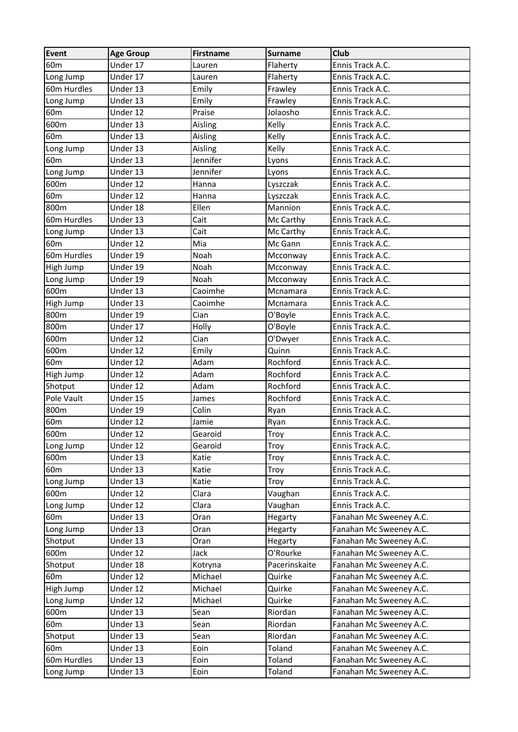| Event | Age Group | Firstname | Surname | Club |
|---|---|---|---|---|
| 60m | Under 17 | Lauren | Flaherty | Ennis Track A.C. |
| Long Jump | Under 17 | Lauren | Flaherty | Ennis Track A.C. |
| 60m Hurdles | Under 13 | Emily | Frawley | Ennis Track A.C. |
| Long Jump | Under 13 | Emily | Frawley | Ennis Track A.C. |
| 60m | Under 12 | Praise | Jolaosho | Ennis Track A.C. |
| 600m | Under 13 | Aisling | Kelly | Ennis Track A.C. |
| 60m | Under 13 | Aisling | Kelly | Ennis Track A.C. |
| Long Jump | Under 13 | Aisling | Kelly | Ennis Track A.C. |
| 60m | Under 13 | Jennifer | Lyons | Ennis Track A.C. |
| Long Jump | Under 13 | Jennifer | Lyons | Ennis Track A.C. |
| 600m | Under 12 | Hanna | Lyszczak | Ennis Track A.C. |
| 60m | Under 12 | Hanna | Lyszczak | Ennis Track A.C. |
| 800m | Under 18 | Ellen | Mannion | Ennis Track A.C. |
| 60m Hurdles | Under 13 | Cait | Mc Carthy | Ennis Track A.C. |
| Long Jump | Under 13 | Cait | Mc Carthy | Ennis Track A.C. |
| 60m | Under 12 | Mia | Mc Gann | Ennis Track A.C. |
| 60m Hurdles | Under 19 | Noah | Mcconway | Ennis Track A.C. |
| High Jump | Under 19 | Noah | Mcconway | Ennis Track A.C. |
| Long Jump | Under 19 | Noah | Mcconway | Ennis Track A.C. |
| 600m | Under 13 | Caoimhe | Mcnamara | Ennis Track A.C. |
| High Jump | Under 13 | Caoimhe | Mcnamara | Ennis Track A.C. |
| 800m | Under 19 | Cian | O'Boyle | Ennis Track A.C. |
| 800m | Under 17 | Holly | O'Boyle | Ennis Track A.C. |
| 600m | Under 12 | Cian | O'Dwyer | Ennis Track A.C. |
| 600m | Under 12 | Emily | Quinn | Ennis Track A.C. |
| 60m | Under 12 | Adam | Rochford | Ennis Track A.C. |
| High Jump | Under 12 | Adam | Rochford | Ennis Track A.C. |
| Shotput | Under 12 | Adam | Rochford | Ennis Track A.C. |
| Pole Vault | Under 15 | James | Rochford | Ennis Track A.C. |
| 800m | Under 19 | Colin | Ryan | Ennis Track A.C. |
| 60m | Under 12 | Jamie | Ryan | Ennis Track A.C. |
| 600m | Under 12 | Gearoid | Troy | Ennis Track A.C. |
| Long Jump | Under 12 | Gearoid | Troy | Ennis Track A.C. |
| 600m | Under 13 | Katie | Troy | Ennis Track A.C. |
| 60m | Under 13 | Katie | Troy | Ennis Track A.C. |
| Long Jump | Under 13 | Katie | Troy | Ennis Track A.C. |
| 600m | Under 12 | Clara | Vaughan | Ennis Track A.C. |
| Long Jump | Under 12 | Clara | Vaughan | Ennis Track A.C. |
| 60m | Under 13 | Oran | Hegarty | Fanahan Mc Sweeney A.C. |
| Long Jump | Under 13 | Oran | Hegarty | Fanahan Mc Sweeney A.C. |
| Shotput | Under 13 | Oran | Hegarty | Fanahan Mc Sweeney A.C. |
| 600m | Under 12 | Jack | O'Rourke | Fanahan Mc Sweeney A.C. |
| Shotput | Under 18 | Kotryna | Pacerinskaite | Fanahan Mc Sweeney A.C. |
| 60m | Under 12 | Michael | Quirke | Fanahan Mc Sweeney A.C. |
| High Jump | Under 12 | Michael | Quirke | Fanahan Mc Sweeney A.C. |
| Long Jump | Under 12 | Michael | Quirke | Fanahan Mc Sweeney A.C. |
| 600m | Under 13 | Sean | Riordan | Fanahan Mc Sweeney A.C. |
| 60m | Under 13 | Sean | Riordan | Fanahan Mc Sweeney A.C. |
| Shotput | Under 13 | Sean | Riordan | Fanahan Mc Sweeney A.C. |
| 60m | Under 13 | Eoin | Toland | Fanahan Mc Sweeney A.C. |
| 60m Hurdles | Under 13 | Eoin | Toland | Fanahan Mc Sweeney A.C. |
| Long Jump | Under 13 | Eoin | Toland | Fanahan Mc Sweeney A.C. |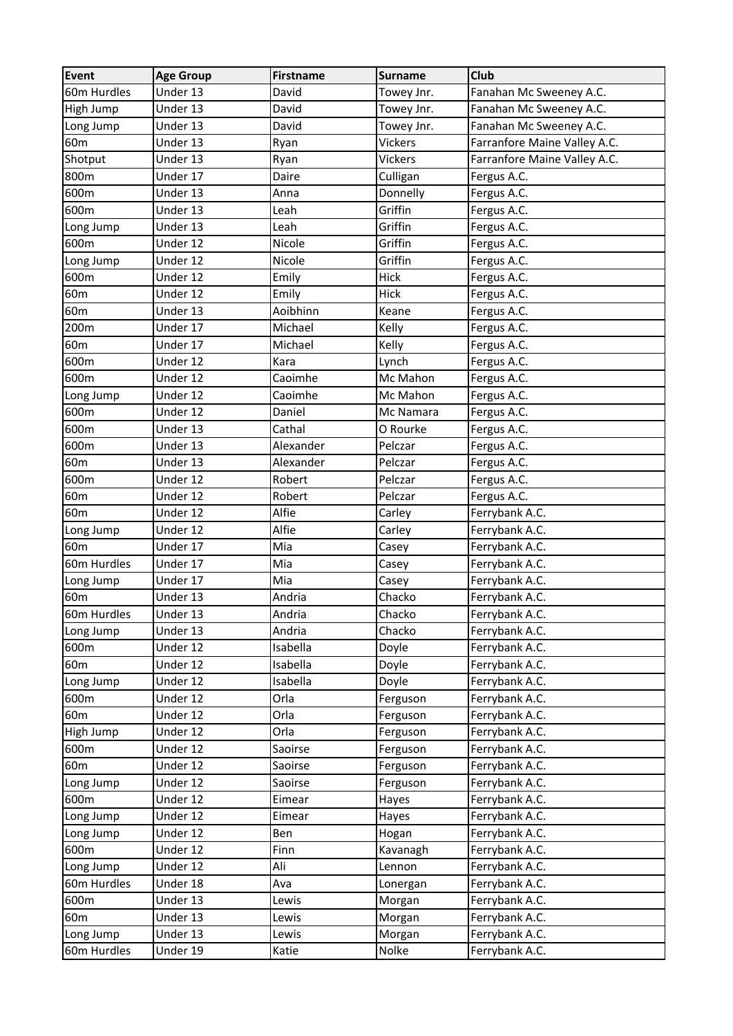| Event | Age Group | Firstname | Surname | Club |
|---|---|---|---|---|
| 60m Hurdles | Under 13 | David | Towey Jnr. | Fanahan Mc Sweeney A.C. |
| High Jump | Under 13 | David | Towey Jnr. | Fanahan Mc Sweeney A.C. |
| Long Jump | Under 13 | David | Towey Jnr. | Fanahan Mc Sweeney A.C. |
| 60m | Under 13 | Ryan | Vickers | Farranfore Maine Valley A.C. |
| Shotput | Under 13 | Ryan | Vickers | Farranfore Maine Valley A.C. |
| 800m | Under 17 | Daire | Culligan | Fergus A.C. |
| 600m | Under 13 | Anna | Donnelly | Fergus A.C. |
| 600m | Under 13 | Leah | Griffin | Fergus A.C. |
| Long Jump | Under 13 | Leah | Griffin | Fergus A.C. |
| 600m | Under 12 | Nicole | Griffin | Fergus A.C. |
| Long Jump | Under 12 | Nicole | Griffin | Fergus A.C. |
| 600m | Under 12 | Emily | Hick | Fergus A.C. |
| 60m | Under 12 | Emily | Hick | Fergus A.C. |
| 60m | Under 13 | Aoibhinn | Keane | Fergus A.C. |
| 200m | Under 17 | Michael | Kelly | Fergus A.C. |
| 60m | Under 17 | Michael | Kelly | Fergus A.C. |
| 600m | Under 12 | Kara | Lynch | Fergus A.C. |
| 600m | Under 12 | Caoimhe | Mc Mahon | Fergus A.C. |
| Long Jump | Under 12 | Caoimhe | Mc Mahon | Fergus A.C. |
| 600m | Under 12 | Daniel | Mc Namara | Fergus A.C. |
| 600m | Under 13 | Cathal | O Rourke | Fergus A.C. |
| 600m | Under 13 | Alexander | Pelczar | Fergus A.C. |
| 60m | Under 13 | Alexander | Pelczar | Fergus A.C. |
| 600m | Under 12 | Robert | Pelczar | Fergus A.C. |
| 60m | Under 12 | Robert | Pelczar | Fergus A.C. |
| 60m | Under 12 | Alfie | Carley | Ferrybank A.C. |
| Long Jump | Under 12 | Alfie | Carley | Ferrybank A.C. |
| 60m | Under 17 | Mia | Casey | Ferrybank A.C. |
| 60m Hurdles | Under 17 | Mia | Casey | Ferrybank A.C. |
| Long Jump | Under 17 | Mia | Casey | Ferrybank A.C. |
| 60m | Under 13 | Andria | Chacko | Ferrybank A.C. |
| 60m Hurdles | Under 13 | Andria | Chacko | Ferrybank A.C. |
| Long Jump | Under 13 | Andria | Chacko | Ferrybank A.C. |
| 600m | Under 12 | Isabella | Doyle | Ferrybank A.C. |
| 60m | Under 12 | Isabella | Doyle | Ferrybank A.C. |
| Long Jump | Under 12 | Isabella | Doyle | Ferrybank A.C. |
| 600m | Under 12 | Orla | Ferguson | Ferrybank A.C. |
| 60m | Under 12 | Orla | Ferguson | Ferrybank A.C. |
| High Jump | Under 12 | Orla | Ferguson | Ferrybank A.C. |
| 600m | Under 12 | Saoirse | Ferguson | Ferrybank A.C. |
| 60m | Under 12 | Saoirse | Ferguson | Ferrybank A.C. |
| Long Jump | Under 12 | Saoirse | Ferguson | Ferrybank A.C. |
| 600m | Under 12 | Eimear | Hayes | Ferrybank A.C. |
| Long Jump | Under 12 | Eimear | Hayes | Ferrybank A.C. |
| Long Jump | Under 12 | Ben | Hogan | Ferrybank A.C. |
| 600m | Under 12 | Finn | Kavanagh | Ferrybank A.C. |
| Long Jump | Under 12 | Ali | Lennon | Ferrybank A.C. |
| 60m Hurdles | Under 18 | Ava | Lonergan | Ferrybank A.C. |
| 600m | Under 13 | Lewis | Morgan | Ferrybank A.C. |
| 60m | Under 13 | Lewis | Morgan | Ferrybank A.C. |
| Long Jump | Under 13 | Lewis | Morgan | Ferrybank A.C. |
| 60m Hurdles | Under 19 | Katie | Nolke | Ferrybank A.C. |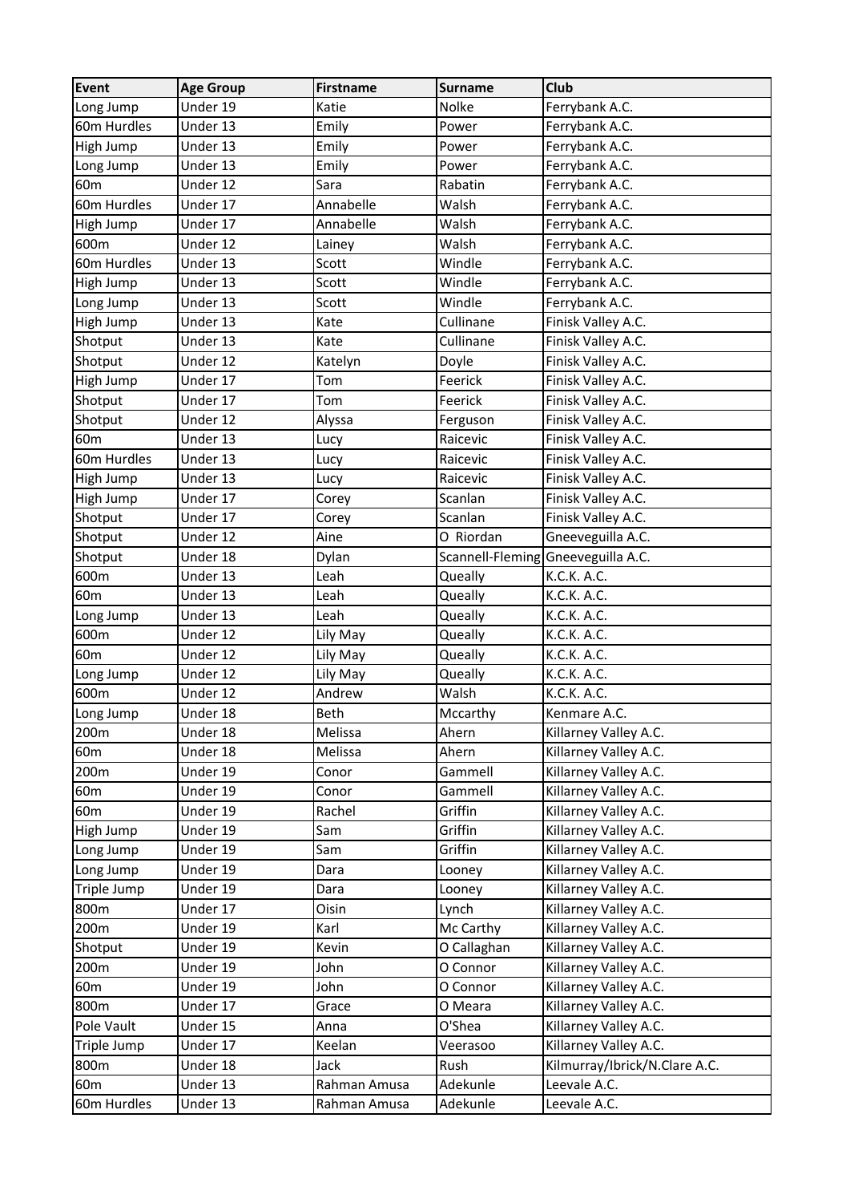| Event | Age Group | Firstname | Surname | Club |
|---|---|---|---|---|
| Long Jump | Under 19 | Katie | Nolke | Ferrybank A.C. |
| 60m Hurdles | Under 13 | Emily | Power | Ferrybank A.C. |
| High Jump | Under 13 | Emily | Power | Ferrybank A.C. |
| Long Jump | Under 13 | Emily | Power | Ferrybank A.C. |
| 60m | Under 12 | Sara | Rabatin | Ferrybank A.C. |
| 60m Hurdles | Under 17 | Annabelle | Walsh | Ferrybank A.C. |
| High Jump | Under 17 | Annabelle | Walsh | Ferrybank A.C. |
| 600m | Under 12 | Lainey | Walsh | Ferrybank A.C. |
| 60m Hurdles | Under 13 | Scott | Windle | Ferrybank A.C. |
| High Jump | Under 13 | Scott | Windle | Ferrybank A.C. |
| Long Jump | Under 13 | Scott | Windle | Ferrybank A.C. |
| High Jump | Under 13 | Kate | Cullinane | Finisk Valley A.C. |
| Shotput | Under 13 | Kate | Cullinane | Finisk Valley A.C. |
| Shotput | Under 12 | Katelyn | Doyle | Finisk Valley A.C. |
| High Jump | Under 17 | Tom | Feerick | Finisk Valley A.C. |
| Shotput | Under 17 | Tom | Feerick | Finisk Valley A.C. |
| Shotput | Under 12 | Alyssa | Ferguson | Finisk Valley A.C. |
| 60m | Under 13 | Lucy | Raicevic | Finisk Valley A.C. |
| 60m Hurdles | Under 13 | Lucy | Raicevic | Finisk Valley A.C. |
| High Jump | Under 13 | Lucy | Raicevic | Finisk Valley A.C. |
| High Jump | Under 17 | Corey | Scanlan | Finisk Valley A.C. |
| Shotput | Under 17 | Corey | Scanlan | Finisk Valley A.C. |
| Shotput | Under 12 | Aine | O Riordan | Gneeveguilla A.C. |
| Shotput | Under 18 | Dylan | Scannell-Fleming | Gneeveguilla A.C. |
| 600m | Under 13 | Leah | Queally | K.C.K. A.C. |
| 60m | Under 13 | Leah | Queally | K.C.K. A.C. |
| Long Jump | Under 13 | Leah | Queally | K.C.K. A.C. |
| 600m | Under 12 | Lily May | Queally | K.C.K. A.C. |
| 60m | Under 12 | Lily May | Queally | K.C.K. A.C. |
| Long Jump | Under 12 | Lily May | Queally | K.C.K. A.C. |
| 600m | Under 12 | Andrew | Walsh | K.C.K. A.C. |
| Long Jump | Under 18 | Beth | Mccarthy | Kenmare A.C. |
| 200m | Under 18 | Melissa | Ahern | Killarney Valley A.C. |
| 60m | Under 18 | Melissa | Ahern | Killarney Valley A.C. |
| 200m | Under 19 | Conor | Gammell | Killarney Valley A.C. |
| 60m | Under 19 | Conor | Gammell | Killarney Valley A.C. |
| 60m | Under 19 | Rachel | Griffin | Killarney Valley A.C. |
| High Jump | Under 19 | Sam | Griffin | Killarney Valley A.C. |
| Long Jump | Under 19 | Sam | Griffin | Killarney Valley A.C. |
| Long Jump | Under 19 | Dara | Looney | Killarney Valley A.C. |
| Triple Jump | Under 19 | Dara | Looney | Killarney Valley A.C. |
| 800m | Under 17 | Oisin | Lynch | Killarney Valley A.C. |
| 200m | Under 19 | Karl | Mc Carthy | Killarney Valley A.C. |
| Shotput | Under 19 | Kevin | O Callaghan | Killarney Valley A.C. |
| 200m | Under 19 | John | O Connor | Killarney Valley A.C. |
| 60m | Under 19 | John | O Connor | Killarney Valley A.C. |
| 800m | Under 17 | Grace | O Meara | Killarney Valley A.C. |
| Pole Vault | Under 15 | Anna | O'Shea | Killarney Valley A.C. |
| Triple Jump | Under 17 | Keelan | Veerasoo | Killarney Valley A.C. |
| 800m | Under 18 | Jack | Rush | Kilmurray/Ibrick/N.Clare A.C. |
| 60m | Under 13 | Rahman Amusa | Adekunle | Leevale A.C. |
| 60m Hurdles | Under 13 | Rahman Amusa | Adekunle | Leevale A.C. |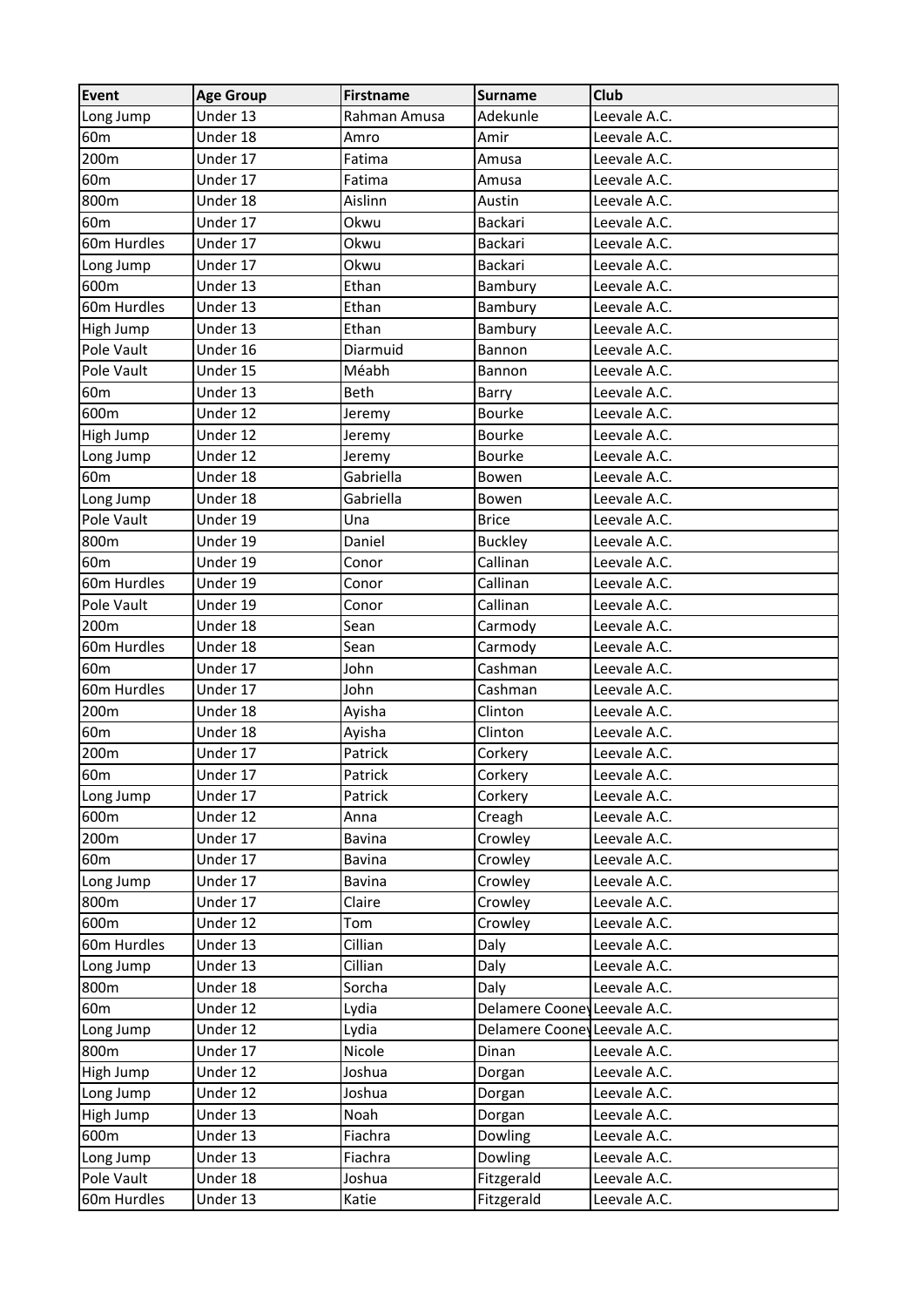| Event | Age Group | Firstname | Surname | Club |
|---|---|---|---|---|
| Long Jump | Under 13 | Rahman Amusa | Adekunle | Leevale A.C. |
| 60m | Under 18 | Amro | Amir | Leevale A.C. |
| 200m | Under 17 | Fatima | Amusa | Leevale A.C. |
| 60m | Under 17 | Fatima | Amusa | Leevale A.C. |
| 800m | Under 18 | Aislinn | Austin | Leevale A.C. |
| 60m | Under 17 | Okwu | Backari | Leevale A.C. |
| 60m Hurdles | Under 17 | Okwu | Backari | Leevale A.C. |
| Long Jump | Under 17 | Okwu | Backari | Leevale A.C. |
| 600m | Under 13 | Ethan | Bambury | Leevale A.C. |
| 60m Hurdles | Under 13 | Ethan | Bambury | Leevale A.C. |
| High Jump | Under 13 | Ethan | Bambury | Leevale A.C. |
| Pole Vault | Under 16 | Diarmuid | Bannon | Leevale A.C. |
| Pole Vault | Under 15 | Méabh | Bannon | Leevale A.C. |
| 60m | Under 13 | Beth | Barry | Leevale A.C. |
| 600m | Under 12 | Jeremy | Bourke | Leevale A.C. |
| High Jump | Under 12 | Jeremy | Bourke | Leevale A.C. |
| Long Jump | Under 12 | Jeremy | Bourke | Leevale A.C. |
| 60m | Under 18 | Gabriella | Bowen | Leevale A.C. |
| Long Jump | Under 18 | Gabriella | Bowen | Leevale A.C. |
| Pole Vault | Under 19 | Una | Brice | Leevale A.C. |
| 800m | Under 19 | Daniel | Buckley | Leevale A.C. |
| 60m | Under 19 | Conor | Callinan | Leevale A.C. |
| 60m Hurdles | Under 19 | Conor | Callinan | Leevale A.C. |
| Pole Vault | Under 19 | Conor | Callinan | Leevale A.C. |
| 200m | Under 18 | Sean | Carmody | Leevale A.C. |
| 60m Hurdles | Under 18 | Sean | Carmody | Leevale A.C. |
| 60m | Under 17 | John | Cashman | Leevale A.C. |
| 60m Hurdles | Under 17 | John | Cashman | Leevale A.C. |
| 200m | Under 18 | Ayisha | Clinton | Leevale A.C. |
| 60m | Under 18 | Ayisha | Clinton | Leevale A.C. |
| 200m | Under 17 | Patrick | Corkery | Leevale A.C. |
| 60m | Under 17 | Patrick | Corkery | Leevale A.C. |
| Long Jump | Under 17 | Patrick | Corkery | Leevale A.C. |
| 600m | Under 12 | Anna | Creagh | Leevale A.C. |
| 200m | Under 17 | Bavina | Crowley | Leevale A.C. |
| 60m | Under 17 | Bavina | Crowley | Leevale A.C. |
| Long Jump | Under 17 | Bavina | Crowley | Leevale A.C. |
| 800m | Under 17 | Claire | Crowley | Leevale A.C. |
| 600m | Under 12 | Tom | Crowley | Leevale A.C. |
| 60m Hurdles | Under 13 | Cillian | Daly | Leevale A.C. |
| Long Jump | Under 13 | Cillian | Daly | Leevale A.C. |
| 800m | Under 18 | Sorcha | Daly | Leevale A.C. |
| 60m | Under 12 | Lydia | Delamere Cooney | Leevale A.C. |
| Long Jump | Under 12 | Lydia | Delamere Cooney | Leevale A.C. |
| 800m | Under 17 | Nicole | Dinan | Leevale A.C. |
| High Jump | Under 12 | Joshua | Dorgan | Leevale A.C. |
| Long Jump | Under 12 | Joshua | Dorgan | Leevale A.C. |
| High Jump | Under 13 | Noah | Dorgan | Leevale A.C. |
| 600m | Under 13 | Fiachra | Dowling | Leevale A.C. |
| Long Jump | Under 13 | Fiachra | Dowling | Leevale A.C. |
| Pole Vault | Under 18 | Joshua | Fitzgerald | Leevale A.C. |
| 60m Hurdles | Under 13 | Katie | Fitzgerald | Leevale A.C. |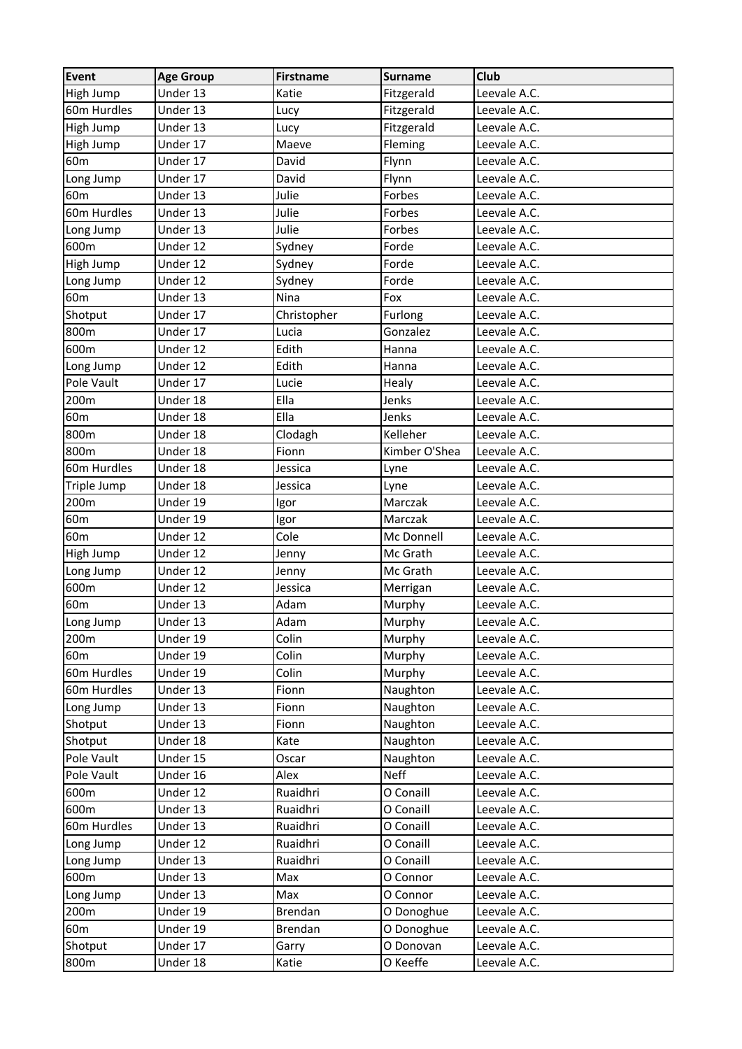| Event | Age Group | Firstname | Surname | Club |
|---|---|---|---|---|
| High Jump | Under 13 | Katie | Fitzgerald | Leevale A.C. |
| 60m Hurdles | Under 13 | Lucy | Fitzgerald | Leevale A.C. |
| High Jump | Under 13 | Lucy | Fitzgerald | Leevale A.C. |
| High Jump | Under 17 | Maeve | Fleming | Leevale A.C. |
| 60m | Under 17 | David | Flynn | Leevale A.C. |
| Long Jump | Under 17 | David | Flynn | Leevale A.C. |
| 60m | Under 13 | Julie | Forbes | Leevale A.C. |
| 60m Hurdles | Under 13 | Julie | Forbes | Leevale A.C. |
| Long Jump | Under 13 | Julie | Forbes | Leevale A.C. |
| 600m | Under 12 | Sydney | Forde | Leevale A.C. |
| High Jump | Under 12 | Sydney | Forde | Leevale A.C. |
| Long Jump | Under 12 | Sydney | Forde | Leevale A.C. |
| 60m | Under 13 | Nina | Fox | Leevale A.C. |
| Shotput | Under 17 | Christopher | Furlong | Leevale A.C. |
| 800m | Under 17 | Lucia | Gonzalez | Leevale A.C. |
| 600m | Under 12 | Edith | Hanna | Leevale A.C. |
| Long Jump | Under 12 | Edith | Hanna | Leevale A.C. |
| Pole Vault | Under 17 | Lucie | Healy | Leevale A.C. |
| 200m | Under 18 | Ella | Jenks | Leevale A.C. |
| 60m | Under 18 | Ella | Jenks | Leevale A.C. |
| 800m | Under 18 | Clodagh | Kelleher | Leevale A.C. |
| 800m | Under 18 | Fionn | Kimber O'Shea | Leevale A.C. |
| 60m Hurdles | Under 18 | Jessica | Lyne | Leevale A.C. |
| Triple Jump | Under 18 | Jessica | Lyne | Leevale A.C. |
| 200m | Under 19 | Igor | Marczak | Leevale A.C. |
| 60m | Under 19 | Igor | Marczak | Leevale A.C. |
| 60m | Under 12 | Cole | Mc Donnell | Leevale A.C. |
| High Jump | Under 12 | Jenny | Mc Grath | Leevale A.C. |
| Long Jump | Under 12 | Jenny | Mc Grath | Leevale A.C. |
| 600m | Under 12 | Jessica | Merrigan | Leevale A.C. |
| 60m | Under 13 | Adam | Murphy | Leevale A.C. |
| Long Jump | Under 13 | Adam | Murphy | Leevale A.C. |
| 200m | Under 19 | Colin | Murphy | Leevale A.C. |
| 60m | Under 19 | Colin | Murphy | Leevale A.C. |
| 60m Hurdles | Under 19 | Colin | Murphy | Leevale A.C. |
| 60m Hurdles | Under 13 | Fionn | Naughton | Leevale A.C. |
| Long Jump | Under 13 | Fionn | Naughton | Leevale A.C. |
| Shotput | Under 13 | Fionn | Naughton | Leevale A.C. |
| Shotput | Under 18 | Kate | Naughton | Leevale A.C. |
| Pole Vault | Under 15 | Oscar | Naughton | Leevale A.C. |
| Pole Vault | Under 16 | Alex | Neff | Leevale A.C. |
| 600m | Under 12 | Ruaidhri | O Conaill | Leevale A.C. |
| 600m | Under 13 | Ruaidhri | O Conaill | Leevale A.C. |
| 60m Hurdles | Under 13 | Ruaidhri | O Conaill | Leevale A.C. |
| Long Jump | Under 12 | Ruaidhri | O Conaill | Leevale A.C. |
| Long Jump | Under 13 | Ruaidhri | O Conaill | Leevale A.C. |
| 600m | Under 13 | Max | O Connor | Leevale A.C. |
| Long Jump | Under 13 | Max | O Connor | Leevale A.C. |
| 200m | Under 19 | Brendan | O Donoghue | Leevale A.C. |
| 60m | Under 19 | Brendan | O Donoghue | Leevale A.C. |
| Shotput | Under 17 | Garry | O Donovan | Leevale A.C. |
| 800m | Under 18 | Katie | O Keeffe | Leevale A.C. |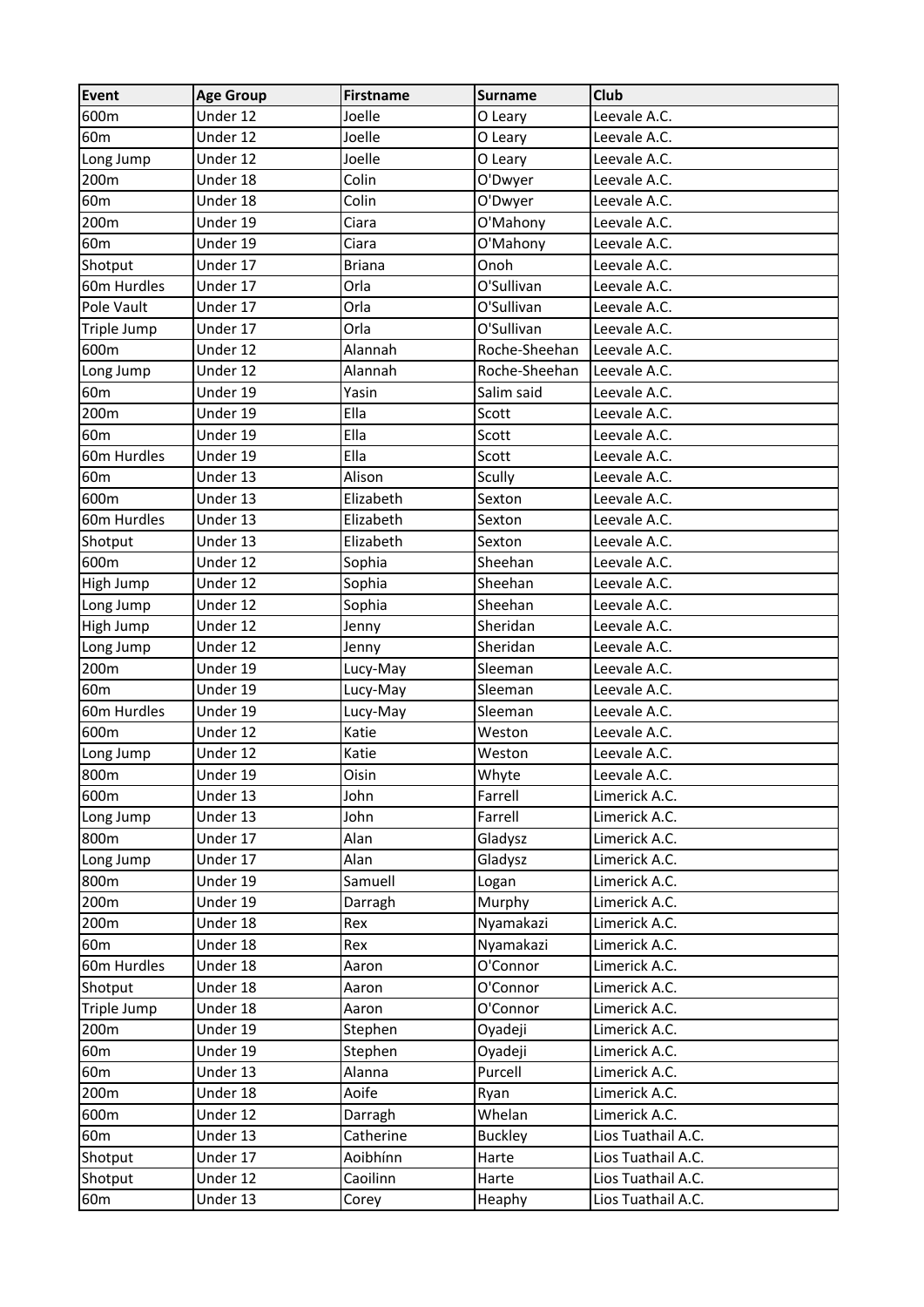| Event | Age Group | Firstname | Surname | Club |
| --- | --- | --- | --- | --- |
| 600m | Under 12 | Joelle | O Leary | Leevale A.C. |
| 60m | Under 12 | Joelle | O Leary | Leevale A.C. |
| Long Jump | Under 12 | Joelle | O Leary | Leevale A.C. |
| 200m | Under 18 | Colin | O'Dwyer | Leevale A.C. |
| 60m | Under 18 | Colin | O'Dwyer | Leevale A.C. |
| 200m | Under 19 | Ciara | O'Mahony | Leevale A.C. |
| 60m | Under 19 | Ciara | O'Mahony | Leevale A.C. |
| Shotput | Under 17 | Briana | Onoh | Leevale A.C. |
| 60m Hurdles | Under 17 | Orla | O'Sullivan | Leevale A.C. |
| Pole Vault | Under 17 | Orla | O'Sullivan | Leevale A.C. |
| Triple Jump | Under 17 | Orla | O'Sullivan | Leevale A.C. |
| 600m | Under 12 | Alannah | Roche-Sheehan | Leevale A.C. |
| Long Jump | Under 12 | Alannah | Roche-Sheehan | Leevale A.C. |
| 60m | Under 19 | Yasin | Salim said | Leevale A.C. |
| 200m | Under 19 | Ella | Scott | Leevale A.C. |
| 60m | Under 19 | Ella | Scott | Leevale A.C. |
| 60m Hurdles | Under 19 | Ella | Scott | Leevale A.C. |
| 60m | Under 13 | Alison | Scully | Leevale A.C. |
| 600m | Under 13 | Elizabeth | Sexton | Leevale A.C. |
| 60m Hurdles | Under 13 | Elizabeth | Sexton | Leevale A.C. |
| Shotput | Under 13 | Elizabeth | Sexton | Leevale A.C. |
| 600m | Under 12 | Sophia | Sheehan | Leevale A.C. |
| High Jump | Under 12 | Sophia | Sheehan | Leevale A.C. |
| Long Jump | Under 12 | Sophia | Sheehan | Leevale A.C. |
| High Jump | Under 12 | Jenny | Sheridan | Leevale A.C. |
| Long Jump | Under 12 | Jenny | Sheridan | Leevale A.C. |
| 200m | Under 19 | Lucy-May | Sleeman | Leevale A.C. |
| 60m | Under 19 | Lucy-May | Sleeman | Leevale A.C. |
| 60m Hurdles | Under 19 | Lucy-May | Sleeman | Leevale A.C. |
| 600m | Under 12 | Katie | Weston | Leevale A.C. |
| Long Jump | Under 12 | Katie | Weston | Leevale A.C. |
| 800m | Under 19 | Oisin | Whyte | Leevale A.C. |
| 600m | Under 13 | John | Farrell | Limerick A.C. |
| Long Jump | Under 13 | John | Farrell | Limerick A.C. |
| 800m | Under 17 | Alan | Gladysz | Limerick A.C. |
| Long Jump | Under 17 | Alan | Gladysz | Limerick A.C. |
| 800m | Under 19 | Samuell | Logan | Limerick A.C. |
| 200m | Under 19 | Darragh | Murphy | Limerick A.C. |
| 200m | Under 18 | Rex | Nyamakazi | Limerick A.C. |
| 60m | Under 18 | Rex | Nyamakazi | Limerick A.C. |
| 60m Hurdles | Under 18 | Aaron | O'Connor | Limerick A.C. |
| Shotput | Under 18 | Aaron | O'Connor | Limerick A.C. |
| Triple Jump | Under 18 | Aaron | O'Connor | Limerick A.C. |
| 200m | Under 19 | Stephen | Oyadeji | Limerick A.C. |
| 60m | Under 19 | Stephen | Oyadeji | Limerick A.C. |
| 60m | Under 13 | Alanna | Purcell | Limerick A.C. |
| 200m | Under 18 | Aoife | Ryan | Limerick A.C. |
| 600m | Under 12 | Darragh | Whelan | Limerick A.C. |
| 60m | Under 13 | Catherine | Buckley | Lios Tuathail A.C. |
| Shotput | Under 17 | Aoibhínn | Harte | Lios Tuathail A.C. |
| Shotput | Under 12 | Caoilinn | Harte | Lios Tuathail A.C. |
| 60m | Under 13 | Corey | Heaphy | Lios Tuathail A.C. |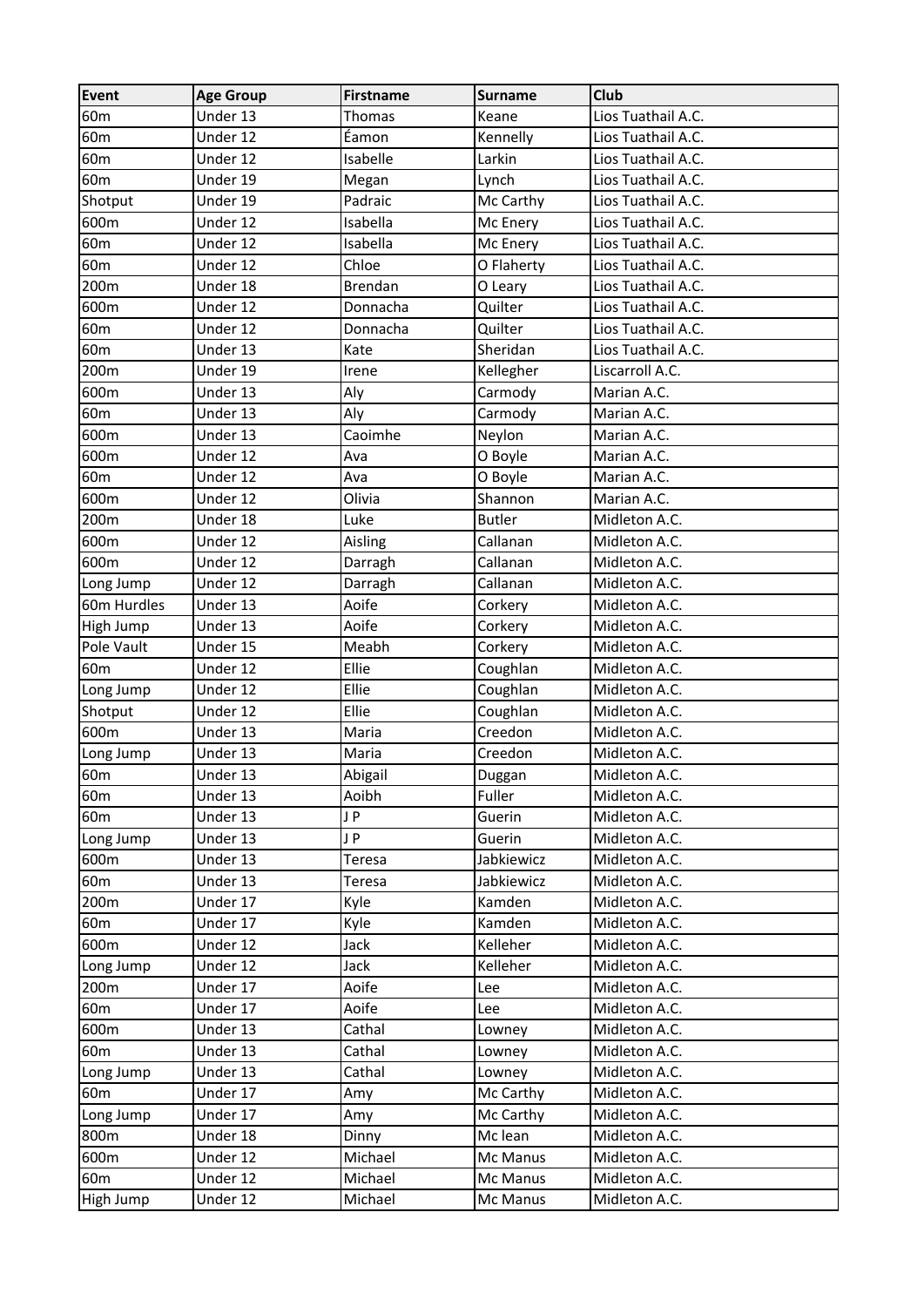| Event | Age Group | Firstname | Surname | Club |
|---|---|---|---|---|
| 60m | Under 13 | Thomas | Keane | Lios Tuathail A.C. |
| 60m | Under 12 | Éamon | Kennelly | Lios Tuathail A.C. |
| 60m | Under 12 | Isabelle | Larkin | Lios Tuathail A.C. |
| 60m | Under 19 | Megan | Lynch | Lios Tuathail A.C. |
| Shotput | Under 19 | Padraic | Mc Carthy | Lios Tuathail A.C. |
| 600m | Under 12 | Isabella | Mc Enery | Lios Tuathail A.C. |
| 60m | Under 12 | Isabella | Mc Enery | Lios Tuathail A.C. |
| 60m | Under 12 | Chloe | O Flaherty | Lios Tuathail A.C. |
| 200m | Under 18 | Brendan | O Leary | Lios Tuathail A.C. |
| 600m | Under 12 | Donnacha | Quilter | Lios Tuathail A.C. |
| 60m | Under 12 | Donnacha | Quilter | Lios Tuathail A.C. |
| 60m | Under 13 | Kate | Sheridan | Lios Tuathail A.C. |
| 200m | Under 19 | Irene | Kellegher | Liscarroll A.C. |
| 600m | Under 13 | Aly | Carmody | Marian A.C. |
| 60m | Under 13 | Aly | Carmody | Marian A.C. |
| 600m | Under 13 | Caoimhe | Neylon | Marian A.C. |
| 600m | Under 12 | Ava | O Boyle | Marian A.C. |
| 60m | Under 12 | Ava | O Boyle | Marian A.C. |
| 600m | Under 12 | Olivia | Shannon | Marian A.C. |
| 200m | Under 18 | Luke | Butler | Midleton A.C. |
| 600m | Under 12 | Aisling | Callanan | Midleton A.C. |
| 600m | Under 12 | Darragh | Callanan | Midleton A.C. |
| Long Jump | Under 12 | Darragh | Callanan | Midleton A.C. |
| 60m Hurdles | Under 13 | Aoife | Corkery | Midleton A.C. |
| High Jump | Under 13 | Aoife | Corkery | Midleton A.C. |
| Pole Vault | Under 15 | Meabh | Corkery | Midleton A.C. |
| 60m | Under 12 | Ellie | Coughlan | Midleton A.C. |
| Long Jump | Under 12 | Ellie | Coughlan | Midleton A.C. |
| Shotput | Under 12 | Ellie | Coughlan | Midleton A.C. |
| 600m | Under 13 | Maria | Creedon | Midleton A.C. |
| Long Jump | Under 13 | Maria | Creedon | Midleton A.C. |
| 60m | Under 13 | Abigail | Duggan | Midleton A.C. |
| 60m | Under 13 | Aoibh | Fuller | Midleton A.C. |
| 60m | Under 13 | J P | Guerin | Midleton A.C. |
| Long Jump | Under 13 | J P | Guerin | Midleton A.C. |
| 600m | Under 13 | Teresa | Jabkiewicz | Midleton A.C. |
| 60m | Under 13 | Teresa | Jabkiewicz | Midleton A.C. |
| 200m | Under 17 | Kyle | Kamden | Midleton A.C. |
| 60m | Under 17 | Kyle | Kamden | Midleton A.C. |
| 600m | Under 12 | Jack | Kelleher | Midleton A.C. |
| Long Jump | Under 12 | Jack | Kelleher | Midleton A.C. |
| 200m | Under 17 | Aoife | Lee | Midleton A.C. |
| 60m | Under 17 | Aoife | Lee | Midleton A.C. |
| 600m | Under 13 | Cathal | Lowney | Midleton A.C. |
| 60m | Under 13 | Cathal | Lowney | Midleton A.C. |
| Long Jump | Under 13 | Cathal | Lowney | Midleton A.C. |
| 60m | Under 17 | Amy | Mc Carthy | Midleton A.C. |
| Long Jump | Under 17 | Amy | Mc Carthy | Midleton A.C. |
| 800m | Under 18 | Dinny | Mc lean | Midleton A.C. |
| 600m | Under 12 | Michael | Mc Manus | Midleton A.C. |
| 60m | Under 12 | Michael | Mc Manus | Midleton A.C. |
| High Jump | Under 12 | Michael | Mc Manus | Midleton A.C. |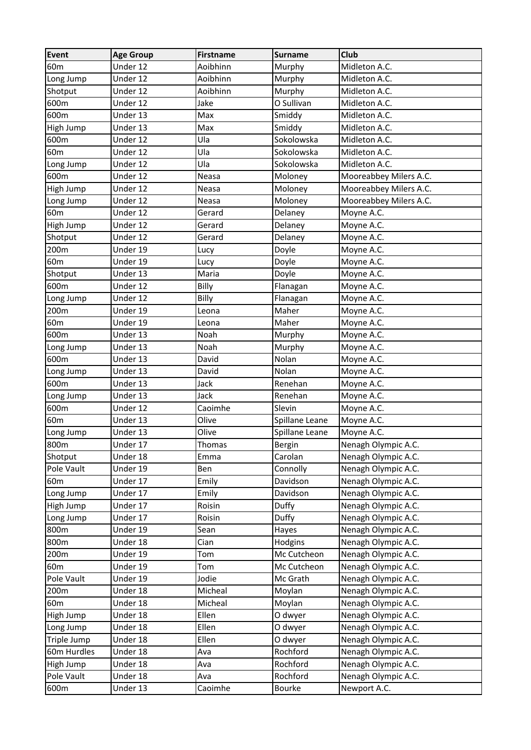| Event | Age Group | Firstname | Surname | Club |
|---|---|---|---|---|
| 60m | Under 12 | Aoibhinn | Murphy | Midleton A.C. |
| Long Jump | Under 12 | Aoibhinn | Murphy | Midleton A.C. |
| Shotput | Under 12 | Aoibhinn | Murphy | Midleton A.C. |
| 600m | Under 12 | Jake | O Sullivan | Midleton A.C. |
| 600m | Under 13 | Max | Smiddy | Midleton A.C. |
| High Jump | Under 13 | Max | Smiddy | Midleton A.C. |
| 600m | Under 12 | Ula | Sokolowska | Midleton A.C. |
| 60m | Under 12 | Ula | Sokolowska | Midleton A.C. |
| Long Jump | Under 12 | Ula | Sokolowska | Midleton A.C. |
| 600m | Under 12 | Neasa | Moloney | Mooreabbey Milers A.C. |
| High Jump | Under 12 | Neasa | Moloney | Mooreabbey Milers A.C. |
| Long Jump | Under 12 | Neasa | Moloney | Mooreabbey Milers A.C. |
| 60m | Under 12 | Gerard | Delaney | Moyne A.C. |
| High Jump | Under 12 | Gerard | Delaney | Moyne A.C. |
| Shotput | Under 12 | Gerard | Delaney | Moyne A.C. |
| 200m | Under 19 | Lucy | Doyle | Moyne A.C. |
| 60m | Under 19 | Lucy | Doyle | Moyne A.C. |
| Shotput | Under 13 | Maria | Doyle | Moyne A.C. |
| 600m | Under 12 | Billy | Flanagan | Moyne A.C. |
| Long Jump | Under 12 | Billy | Flanagan | Moyne A.C. |
| 200m | Under 19 | Leona | Maher | Moyne A.C. |
| 60m | Under 19 | Leona | Maher | Moyne A.C. |
| 600m | Under 13 | Noah | Murphy | Moyne A.C. |
| Long Jump | Under 13 | Noah | Murphy | Moyne A.C. |
| 600m | Under 13 | David | Nolan | Moyne A.C. |
| Long Jump | Under 13 | David | Nolan | Moyne A.C. |
| 600m | Under 13 | Jack | Renehan | Moyne A.C. |
| Long Jump | Under 13 | Jack | Renehan | Moyne A.C. |
| 600m | Under 12 | Caoimhe | Slevin | Moyne A.C. |
| 60m | Under 13 | Olive | Spillane Leane | Moyne A.C. |
| Long Jump | Under 13 | Olive | Spillane Leane | Moyne A.C. |
| 800m | Under 17 | Thomas | Bergin | Nenagh Olympic A.C. |
| Shotput | Under 18 | Emma | Carolan | Nenagh Olympic A.C. |
| Pole Vault | Under 19 | Ben | Connolly | Nenagh Olympic A.C. |
| 60m | Under 17 | Emily | Davidson | Nenagh Olympic A.C. |
| Long Jump | Under 17 | Emily | Davidson | Nenagh Olympic A.C. |
| High Jump | Under 17 | Roisin | Duffy | Nenagh Olympic A.C. |
| Long Jump | Under 17 | Roisin | Duffy | Nenagh Olympic A.C. |
| 800m | Under 19 | Sean | Hayes | Nenagh Olympic A.C. |
| 800m | Under 18 | Cian | Hodgins | Nenagh Olympic A.C. |
| 200m | Under 19 | Tom | Mc Cutcheon | Nenagh Olympic A.C. |
| 60m | Under 19 | Tom | Mc Cutcheon | Nenagh Olympic A.C. |
| Pole Vault | Under 19 | Jodie | Mc Grath | Nenagh Olympic A.C. |
| 200m | Under 18 | Micheal | Moylan | Nenagh Olympic A.C. |
| 60m | Under 18 | Micheal | Moylan | Nenagh Olympic A.C. |
| High Jump | Under 18 | Ellen | O dwyer | Nenagh Olympic A.C. |
| Long Jump | Under 18 | Ellen | O dwyer | Nenagh Olympic A.C. |
| Triple Jump | Under 18 | Ellen | O dwyer | Nenagh Olympic A.C. |
| 60m Hurdles | Under 18 | Ava | Rochford | Nenagh Olympic A.C. |
| High Jump | Under 18 | Ava | Rochford | Nenagh Olympic A.C. |
| Pole Vault | Under 18 | Ava | Rochford | Nenagh Olympic A.C. |
| 600m | Under 13 | Caoimhe | Bourke | Newport A.C. |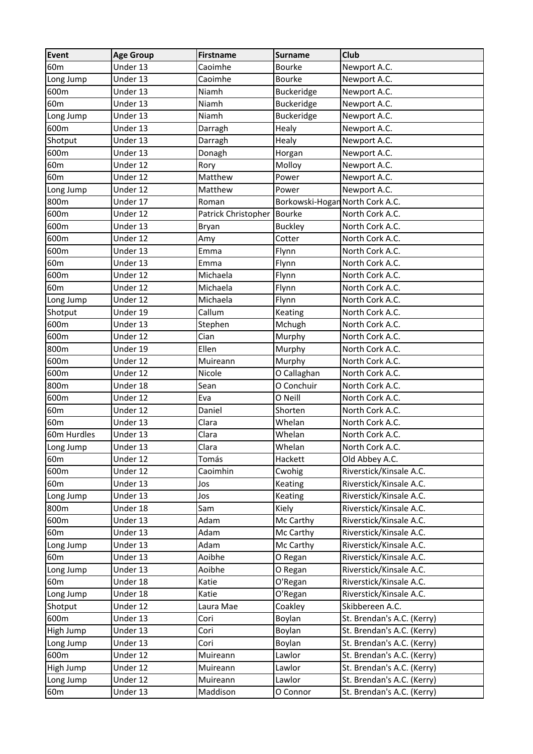| Event | Age Group | Firstname | Surname | Club |
|---|---|---|---|---|
| 60m | Under 13 | Caoimhe | Bourke | Newport A.C. |
| Long Jump | Under 13 | Caoimhe | Bourke | Newport A.C. |
| 600m | Under 13 | Niamh | Buckeridge | Newport A.C. |
| 60m | Under 13 | Niamh | Buckeridge | Newport A.C. |
| Long Jump | Under 13 | Niamh | Buckeridge | Newport A.C. |
| 600m | Under 13 | Darragh | Healy | Newport A.C. |
| Shotput | Under 13 | Darragh | Healy | Newport A.C. |
| 600m | Under 13 | Donagh | Horgan | Newport A.C. |
| 60m | Under 12 | Rory | Molloy | Newport A.C. |
| 60m | Under 12 | Matthew | Power | Newport A.C. |
| Long Jump | Under 12 | Matthew | Power | Newport A.C. |
| 800m | Under 17 | Roman | Borkowski-Hogan | North Cork A.C. |
| 600m | Under 12 | Patrick Christopher | Bourke | North Cork A.C. |
| 600m | Under 13 | Bryan | Buckley | North Cork A.C. |
| 600m | Under 12 | Amy | Cotter | North Cork A.C. |
| 600m | Under 13 | Emma | Flynn | North Cork A.C. |
| 60m | Under 13 | Emma | Flynn | North Cork A.C. |
| 600m | Under 12 | Michaela | Flynn | North Cork A.C. |
| 60m | Under 12 | Michaela | Flynn | North Cork A.C. |
| Long Jump | Under 12 | Michaela | Flynn | North Cork A.C. |
| Shotput | Under 19 | Callum | Keating | North Cork A.C. |
| 600m | Under 13 | Stephen | Mchugh | North Cork A.C. |
| 600m | Under 12 | Cian | Murphy | North Cork A.C. |
| 800m | Under 19 | Ellen | Murphy | North Cork A.C. |
| 600m | Under 12 | Muireann | Murphy | North Cork A.C. |
| 600m | Under 12 | Nicole | O Callaghan | North Cork A.C. |
| 800m | Under 18 | Sean | O Conchuir | North Cork A.C. |
| 600m | Under 12 | Eva | O Neill | North Cork A.C. |
| 60m | Under 12 | Daniel | Shorten | North Cork A.C. |
| 60m | Under 13 | Clara | Whelan | North Cork A.C. |
| 60m Hurdles | Under 13 | Clara | Whelan | North Cork A.C. |
| Long Jump | Under 13 | Clara | Whelan | North Cork A.C. |
| 60m | Under 12 | Tomás | Hackett | Old Abbey A.C. |
| 600m | Under 12 | Caoimhin | Cwohig | Riverstick/Kinsale A.C. |
| 60m | Under 13 | Jos | Keating | Riverstick/Kinsale A.C. |
| Long Jump | Under 13 | Jos | Keating | Riverstick/Kinsale A.C. |
| 800m | Under 18 | Sam | Kiely | Riverstick/Kinsale A.C. |
| 600m | Under 13 | Adam | Mc Carthy | Riverstick/Kinsale A.C. |
| 60m | Under 13 | Adam | Mc Carthy | Riverstick/Kinsale A.C. |
| Long Jump | Under 13 | Adam | Mc Carthy | Riverstick/Kinsale A.C. |
| 60m | Under 13 | Aoibhe | O Regan | Riverstick/Kinsale A.C. |
| Long Jump | Under 13 | Aoibhe | O Regan | Riverstick/Kinsale A.C. |
| 60m | Under 18 | Katie | O'Regan | Riverstick/Kinsale A.C. |
| Long Jump | Under 18 | Katie | O'Regan | Riverstick/Kinsale A.C. |
| Shotput | Under 12 | Laura Mae | Coakley | Skibbereen A.C. |
| 600m | Under 13 | Cori | Boylan | St. Brendan's A.C. (Kerry) |
| High Jump | Under 13 | Cori | Boylan | St. Brendan's A.C. (Kerry) |
| Long Jump | Under 13 | Cori | Boylan | St. Brendan's A.C. (Kerry) |
| 600m | Under 12 | Muireann | Lawlor | St. Brendan's A.C. (Kerry) |
| High Jump | Under 12 | Muireann | Lawlor | St. Brendan's A.C. (Kerry) |
| Long Jump | Under 12 | Muireann | Lawlor | St. Brendan's A.C. (Kerry) |
| 60m | Under 13 | Maddison | O Connor | St. Brendan's A.C. (Kerry) |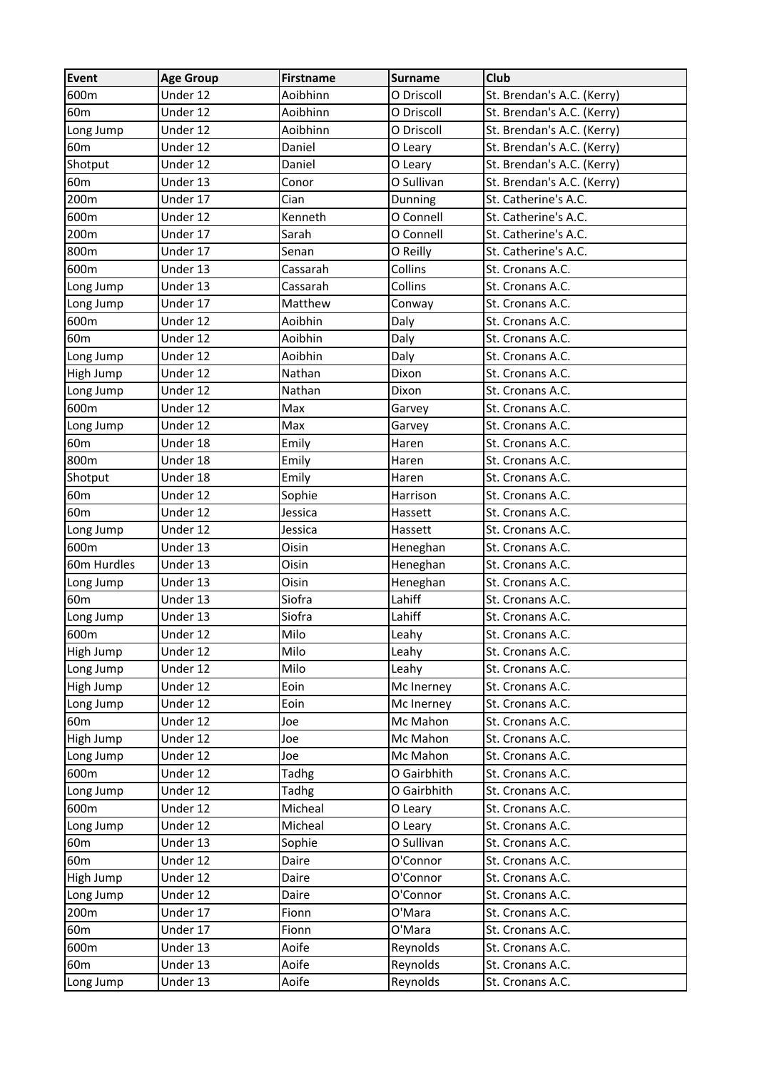| Event | Age Group | Firstname | Surname | Club |
| --- | --- | --- | --- | --- |
| 600m | Under 12 | Aoibhinn | O Driscoll | St. Brendan's A.C. (Kerry) |
| 60m | Under 12 | Aoibhinn | O Driscoll | St. Brendan's A.C. (Kerry) |
| Long Jump | Under 12 | Aoibhinn | O Driscoll | St. Brendan's A.C. (Kerry) |
| 60m | Under 12 | Daniel | O Leary | St. Brendan's A.C. (Kerry) |
| Shotput | Under 12 | Daniel | O Leary | St. Brendan's A.C. (Kerry) |
| 60m | Under 13 | Conor | O Sullivan | St. Brendan's A.C. (Kerry) |
| 200m | Under 17 | Cian | Dunning | St. Catherine's A.C. |
| 600m | Under 12 | Kenneth | O Connell | St. Catherine's A.C. |
| 200m | Under 17 | Sarah | O Connell | St. Catherine's A.C. |
| 800m | Under 17 | Senan | O Reilly | St. Catherine's A.C. |
| 600m | Under 13 | Cassarah | Collins | St. Cronans A.C. |
| Long Jump | Under 13 | Cassarah | Collins | St. Cronans A.C. |
| Long Jump | Under 17 | Matthew | Conway | St. Cronans A.C. |
| 600m | Under 12 | Aoibhin | Daly | St. Cronans A.C. |
| 60m | Under 12 | Aoibhin | Daly | St. Cronans A.C. |
| Long Jump | Under 12 | Aoibhin | Daly | St. Cronans A.C. |
| High Jump | Under 12 | Nathan | Dixon | St. Cronans A.C. |
| Long Jump | Under 12 | Nathan | Dixon | St. Cronans A.C. |
| 600m | Under 12 | Max | Garvey | St. Cronans A.C. |
| Long Jump | Under 12 | Max | Garvey | St. Cronans A.C. |
| 60m | Under 18 | Emily | Haren | St. Cronans A.C. |
| 800m | Under 18 | Emily | Haren | St. Cronans A.C. |
| Shotput | Under 18 | Emily | Haren | St. Cronans A.C. |
| 60m | Under 12 | Sophie | Harrison | St. Cronans A.C. |
| 60m | Under 12 | Jessica | Hassett | St. Cronans A.C. |
| Long Jump | Under 12 | Jessica | Hassett | St. Cronans A.C. |
| 600m | Under 13 | Oisin | Heneghan | St. Cronans A.C. |
| 60m Hurdles | Under 13 | Oisin | Heneghan | St. Cronans A.C. |
| Long Jump | Under 13 | Oisin | Heneghan | St. Cronans A.C. |
| 60m | Under 13 | Siofra | Lahiff | St. Cronans A.C. |
| Long Jump | Under 13 | Siofra | Lahiff | St. Cronans A.C. |
| 600m | Under 12 | Milo | Leahy | St. Cronans A.C. |
| High Jump | Under 12 | Milo | Leahy | St. Cronans A.C. |
| Long Jump | Under 12 | Milo | Leahy | St. Cronans A.C. |
| High Jump | Under 12 | Eoin | Mc Inerney | St. Cronans A.C. |
| Long Jump | Under 12 | Eoin | Mc Inerney | St. Cronans A.C. |
| 60m | Under 12 | Joe | Mc Mahon | St. Cronans A.C. |
| High Jump | Under 12 | Joe | Mc Mahon | St. Cronans A.C. |
| Long Jump | Under 12 | Joe | Mc Mahon | St. Cronans A.C. |
| 600m | Under 12 | Tadhg | O Gairbhith | St. Cronans A.C. |
| Long Jump | Under 12 | Tadhg | O Gairbhith | St. Cronans A.C. |
| 600m | Under 12 | Micheal | O Leary | St. Cronans A.C. |
| Long Jump | Under 12 | Micheal | O Leary | St. Cronans A.C. |
| 60m | Under 13 | Sophie | O Sullivan | St. Cronans A.C. |
| 60m | Under 12 | Daire | O'Connor | St. Cronans A.C. |
| High Jump | Under 12 | Daire | O'Connor | St. Cronans A.C. |
| Long Jump | Under 12 | Daire | O'Connor | St. Cronans A.C. |
| 200m | Under 17 | Fionn | O'Mara | St. Cronans A.C. |
| 60m | Under 17 | Fionn | O'Mara | St. Cronans A.C. |
| 600m | Under 13 | Aoife | Reynolds | St. Cronans A.C. |
| 60m | Under 13 | Aoife | Reynolds | St. Cronans A.C. |
| Long Jump | Under 13 | Aoife | Reynolds | St. Cronans A.C. |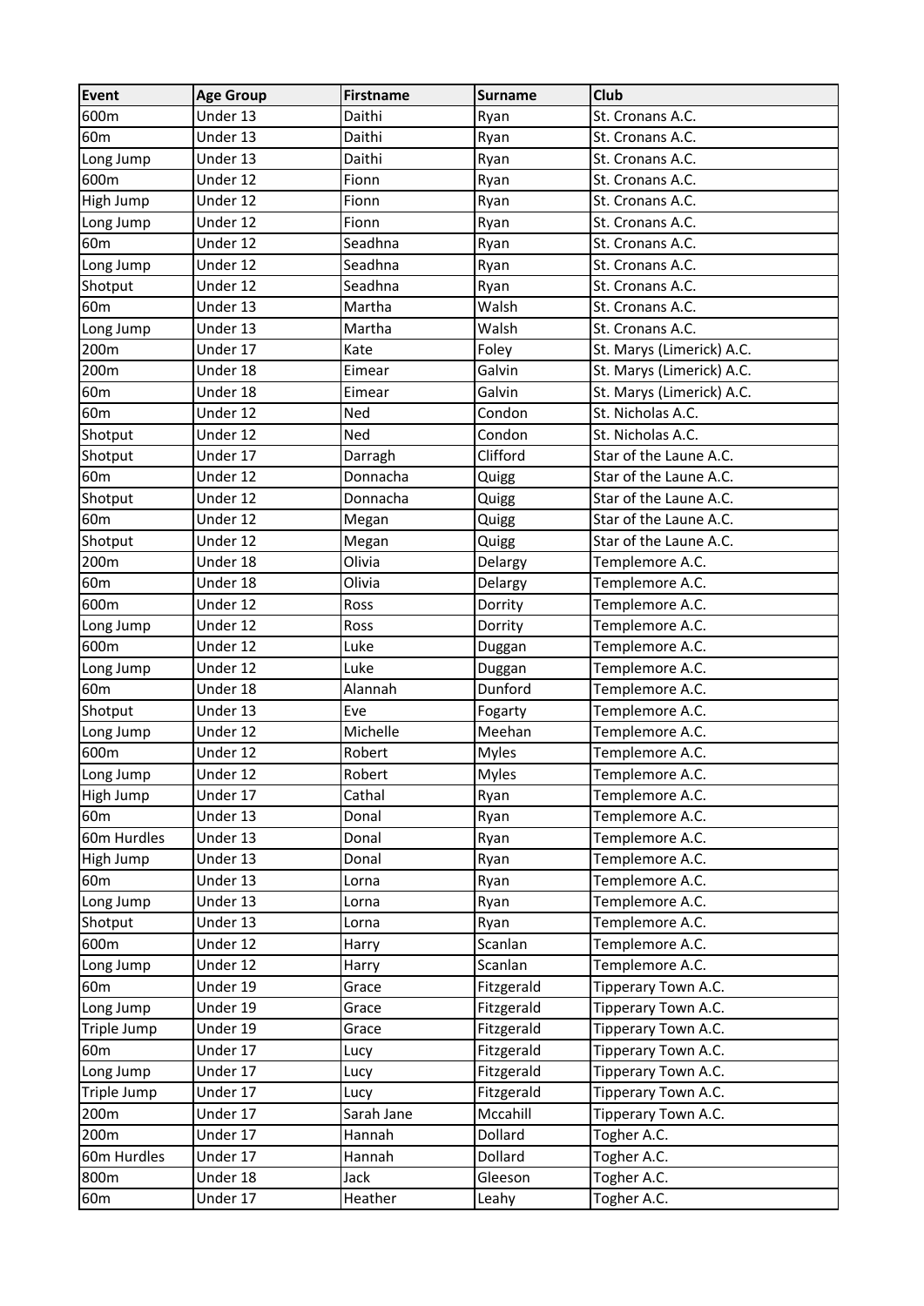| Event | Age Group | Firstname | Surname | Club |
|---|---|---|---|---|
| 600m | Under 13 | Daithi | Ryan | St. Cronans A.C. |
| 60m | Under 13 | Daithi | Ryan | St. Cronans A.C. |
| Long Jump | Under 13 | Daithi | Ryan | St. Cronans A.C. |
| 600m | Under 12 | Fionn | Ryan | St. Cronans A.C. |
| High Jump | Under 12 | Fionn | Ryan | St. Cronans A.C. |
| Long Jump | Under 12 | Fionn | Ryan | St. Cronans A.C. |
| 60m | Under 12 | Seadhna | Ryan | St. Cronans A.C. |
| Long Jump | Under 12 | Seadhna | Ryan | St. Cronans A.C. |
| Shotput | Under 12 | Seadhna | Ryan | St. Cronans A.C. |
| 60m | Under 13 | Martha | Walsh | St. Cronans A.C. |
| Long Jump | Under 13 | Martha | Walsh | St. Cronans A.C. |
| 200m | Under 17 | Kate | Foley | St. Marys (Limerick) A.C. |
| 200m | Under 18 | Eimear | Galvin | St. Marys (Limerick) A.C. |
| 60m | Under 18 | Eimear | Galvin | St. Marys (Limerick) A.C. |
| 60m | Under 12 | Ned | Condon | St. Nicholas A.C. |
| Shotput | Under 12 | Ned | Condon | St. Nicholas A.C. |
| Shotput | Under 17 | Darragh | Clifford | Star of the Laune A.C. |
| 60m | Under 12 | Donnacha | Quigg | Star of the Laune A.C. |
| Shotput | Under 12 | Donnacha | Quigg | Star of the Laune A.C. |
| 60m | Under 12 | Megan | Quigg | Star of the Laune A.C. |
| Shotput | Under 12 | Megan | Quigg | Star of the Laune A.C. |
| 200m | Under 18 | Olivia | Delargy | Templemore A.C. |
| 60m | Under 18 | Olivia | Delargy | Templemore A.C. |
| 600m | Under 12 | Ross | Dorrity | Templemore A.C. |
| Long Jump | Under 12 | Ross | Dorrity | Templemore A.C. |
| 600m | Under 12 | Luke | Duggan | Templemore A.C. |
| Long Jump | Under 12 | Luke | Duggan | Templemore A.C. |
| 60m | Under 18 | Alannah | Dunford | Templemore A.C. |
| Shotput | Under 13 | Eve | Fogarty | Templemore A.C. |
| Long Jump | Under 12 | Michelle | Meehan | Templemore A.C. |
| 600m | Under 12 | Robert | Myles | Templemore A.C. |
| Long Jump | Under 12 | Robert | Myles | Templemore A.C. |
| High Jump | Under 17 | Cathal | Ryan | Templemore A.C. |
| 60m | Under 13 | Donal | Ryan | Templemore A.C. |
| 60m Hurdles | Under 13 | Donal | Ryan | Templemore A.C. |
| High Jump | Under 13 | Donal | Ryan | Templemore A.C. |
| 60m | Under 13 | Lorna | Ryan | Templemore A.C. |
| Long Jump | Under 13 | Lorna | Ryan | Templemore A.C. |
| Shotput | Under 13 | Lorna | Ryan | Templemore A.C. |
| 600m | Under 12 | Harry | Scanlan | Templemore A.C. |
| Long Jump | Under 12 | Harry | Scanlan | Templemore A.C. |
| 60m | Under 19 | Grace | Fitzgerald | Tipperary Town A.C. |
| Long Jump | Under 19 | Grace | Fitzgerald | Tipperary Town A.C. |
| Triple Jump | Under 19 | Grace | Fitzgerald | Tipperary Town A.C. |
| 60m | Under 17 | Lucy | Fitzgerald | Tipperary Town A.C. |
| Long Jump | Under 17 | Lucy | Fitzgerald | Tipperary Town A.C. |
| Triple Jump | Under 17 | Lucy | Fitzgerald | Tipperary Town A.C. |
| 200m | Under 17 | Sarah Jane | Mccahill | Tipperary Town A.C. |
| 200m | Under 17 | Hannah | Dollard | Togher A.C. |
| 60m Hurdles | Under 17 | Hannah | Dollard | Togher A.C. |
| 800m | Under 18 | Jack | Gleeson | Togher A.C. |
| 60m | Under 17 | Heather | Leahy | Togher A.C. |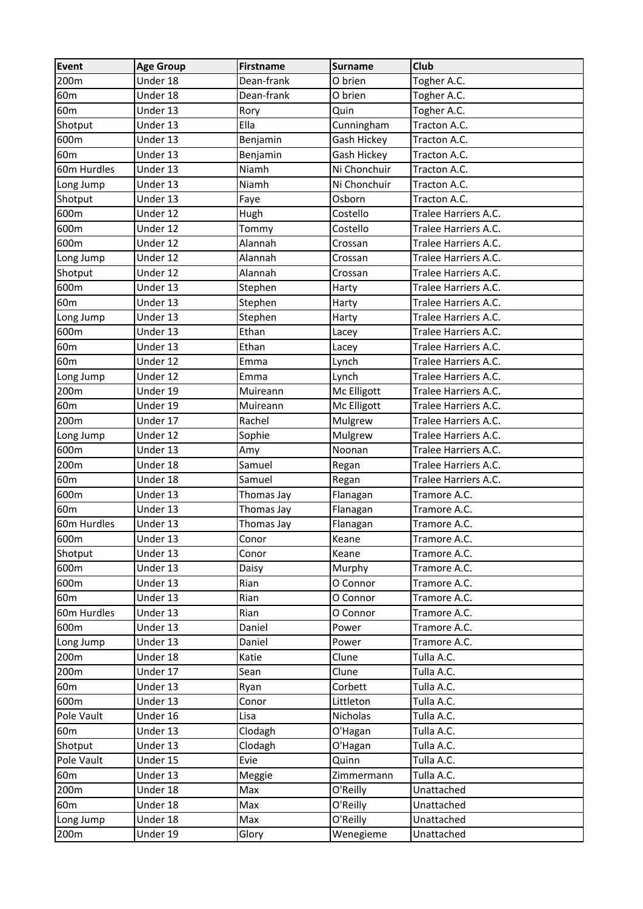| Event | Age Group | Firstname | Surname | Club |
|---|---|---|---|---|
| 200m | Under 18 | Dean-frank | O brien | Togher A.C. |
| 60m | Under 18 | Dean-frank | O brien | Togher A.C. |
| 60m | Under 13 | Rory | Quin | Togher A.C. |
| Shotput | Under 13 | Ella | Cunningham | Tracton A.C. |
| 600m | Under 13 | Benjamin | Gash Hickey | Tracton A.C. |
| 60m | Under 13 | Benjamin | Gash Hickey | Tracton A.C. |
| 60m Hurdles | Under 13 | Niamh | Ni Chonchuir | Tracton A.C. |
| Long Jump | Under 13 | Niamh | Ni Chonchuir | Tracton A.C. |
| Shotput | Under 13 | Faye | Osborn | Tracton A.C. |
| 600m | Under 12 | Hugh | Costello | Tralee Harriers A.C. |
| 600m | Under 12 | Tommy | Costello | Tralee Harriers A.C. |
| 600m | Under 12 | Alannah | Crossan | Tralee Harriers A.C. |
| Long Jump | Under 12 | Alannah | Crossan | Tralee Harriers A.C. |
| Shotput | Under 12 | Alannah | Crossan | Tralee Harriers A.C. |
| 600m | Under 13 | Stephen | Harty | Tralee Harriers A.C. |
| 60m | Under 13 | Stephen | Harty | Tralee Harriers A.C. |
| Long Jump | Under 13 | Stephen | Harty | Tralee Harriers A.C. |
| 600m | Under 13 | Ethan | Lacey | Tralee Harriers A.C. |
| 60m | Under 13 | Ethan | Lacey | Tralee Harriers A.C. |
| 60m | Under 12 | Emma | Lynch | Tralee Harriers A.C. |
| Long Jump | Under 12 | Emma | Lynch | Tralee Harriers A.C. |
| 200m | Under 19 | Muireann | Mc Elligott | Tralee Harriers A.C. |
| 60m | Under 19 | Muireann | Mc Elligott | Tralee Harriers A.C. |
| 200m | Under 17 | Rachel | Mulgrew | Tralee Harriers A.C. |
| Long Jump | Under 12 | Sophie | Mulgrew | Tralee Harriers A.C. |
| 600m | Under 13 | Amy | Noonan | Tralee Harriers A.C. |
| 200m | Under 18 | Samuel | Regan | Tralee Harriers A.C. |
| 60m | Under 18 | Samuel | Regan | Tralee Harriers A.C. |
| 600m | Under 13 | Thomas Jay | Flanagan | Tramore A.C. |
| 60m | Under 13 | Thomas Jay | Flanagan | Tramore A.C. |
| 60m Hurdles | Under 13 | Thomas Jay | Flanagan | Tramore A.C. |
| 600m | Under 13 | Conor | Keane | Tramore A.C. |
| Shotput | Under 13 | Conor | Keane | Tramore A.C. |
| 600m | Under 13 | Daisy | Murphy | Tramore A.C. |
| 600m | Under 13 | Rian | O Connor | Tramore A.C. |
| 60m | Under 13 | Rian | O Connor | Tramore A.C. |
| 60m Hurdles | Under 13 | Rian | O Connor | Tramore A.C. |
| 600m | Under 13 | Daniel | Power | Tramore A.C. |
| Long Jump | Under 13 | Daniel | Power | Tramore A.C. |
| 200m | Under 18 | Katie | Clune | Tulla A.C. |
| 200m | Under 17 | Sean | Clune | Tulla A.C. |
| 60m | Under 13 | Ryan | Corbett | Tulla A.C. |
| 600m | Under 13 | Conor | Littleton | Tulla A.C. |
| Pole Vault | Under 16 | Lisa | Nicholas | Tulla A.C. |
| 60m | Under 13 | Clodagh | O'Hagan | Tulla A.C. |
| Shotput | Under 13 | Clodagh | O'Hagan | Tulla A.C. |
| Pole Vault | Under 15 | Evie | Quinn | Tulla A.C. |
| 60m | Under 13 | Meggie | Zimmermann | Tulla A.C. |
| 200m | Under 18 | Max | O'Reilly | Unattached |
| 60m | Under 18 | Max | O'Reilly | Unattached |
| Long Jump | Under 18 | Max | O'Reilly | Unattached |
| 200m | Under 19 | Glory | Wenegieme | Unattached |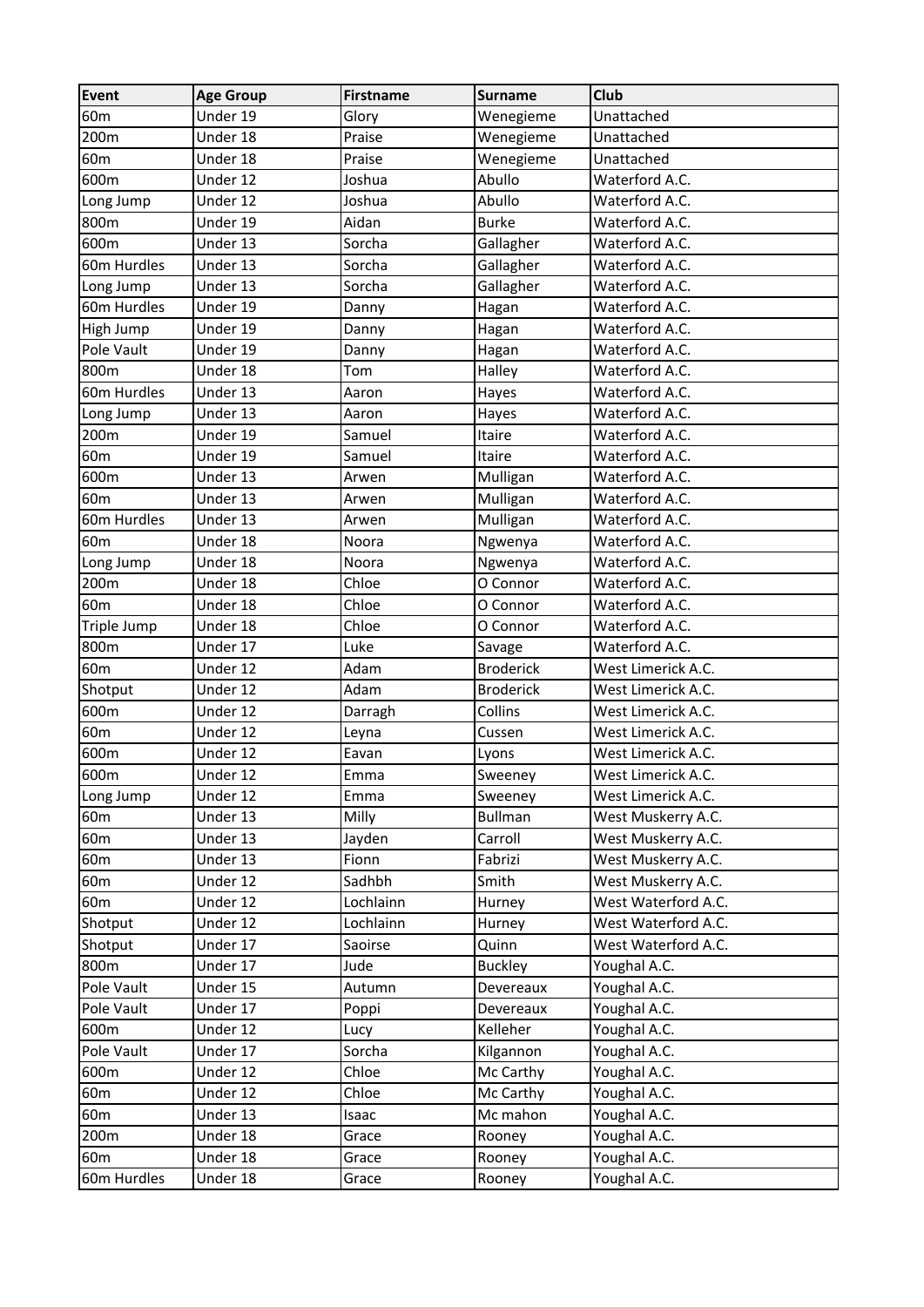| Event | Age Group | Firstname | Surname | Club |
|---|---|---|---|---|
| 60m | Under 19 | Glory | Wenegieme | Unattached |
| 200m | Under 18 | Praise | Wenegieme | Unattached |
| 60m | Under 18 | Praise | Wenegieme | Unattached |
| 600m | Under 12 | Joshua | Abullo | Waterford A.C. |
| Long Jump | Under 12 | Joshua | Abullo | Waterford A.C. |
| 800m | Under 19 | Aidan | Burke | Waterford A.C. |
| 600m | Under 13 | Sorcha | Gallagher | Waterford A.C. |
| 60m Hurdles | Under 13 | Sorcha | Gallagher | Waterford A.C. |
| Long Jump | Under 13 | Sorcha | Gallagher | Waterford A.C. |
| 60m Hurdles | Under 19 | Danny | Hagan | Waterford A.C. |
| High Jump | Under 19 | Danny | Hagan | Waterford A.C. |
| Pole Vault | Under 19 | Danny | Hagan | Waterford A.C. |
| 800m | Under 18 | Tom | Halley | Waterford A.C. |
| 60m Hurdles | Under 13 | Aaron | Hayes | Waterford A.C. |
| Long Jump | Under 13 | Aaron | Hayes | Waterford A.C. |
| 200m | Under 19 | Samuel | Itaire | Waterford A.C. |
| 60m | Under 19 | Samuel | Itaire | Waterford A.C. |
| 600m | Under 13 | Arwen | Mulligan | Waterford A.C. |
| 60m | Under 13 | Arwen | Mulligan | Waterford A.C. |
| 60m Hurdles | Under 13 | Arwen | Mulligan | Waterford A.C. |
| 60m | Under 18 | Noora | Ngwenya | Waterford A.C. |
| Long Jump | Under 18 | Noora | Ngwenya | Waterford A.C. |
| 200m | Under 18 | Chloe | O Connor | Waterford A.C. |
| 60m | Under 18 | Chloe | O Connor | Waterford A.C. |
| Triple Jump | Under 18 | Chloe | O Connor | Waterford A.C. |
| 800m | Under 17 | Luke | Savage | Waterford A.C. |
| 60m | Under 12 | Adam | Broderick | West Limerick A.C. |
| Shotput | Under 12 | Adam | Broderick | West Limerick A.C. |
| 600m | Under 12 | Darragh | Collins | West Limerick A.C. |
| 60m | Under 12 | Leyna | Cussen | West Limerick A.C. |
| 600m | Under 12 | Eavan | Lyons | West Limerick A.C. |
| 600m | Under 12 | Emma | Sweeney | West Limerick A.C. |
| Long Jump | Under 12 | Emma | Sweeney | West Limerick A.C. |
| 60m | Under 13 | Milly | Bullman | West Muskerry A.C. |
| 60m | Under 13 | Jayden | Carroll | West Muskerry A.C. |
| 60m | Under 13 | Fionn | Fabrizi | West Muskerry A.C. |
| 60m | Under 12 | Sadhbh | Smith | West Muskerry A.C. |
| 60m | Under 12 | Lochlainn | Hurney | West Waterford A.C. |
| Shotput | Under 12 | Lochlainn | Hurney | West Waterford A.C. |
| Shotput | Under 17 | Saoirse | Quinn | West Waterford A.C. |
| 800m | Under 17 | Jude | Buckley | Youghal A.C. |
| Pole Vault | Under 15 | Autumn | Devereaux | Youghal A.C. |
| Pole Vault | Under 17 | Poppi | Devereaux | Youghal A.C. |
| 600m | Under 12 | Lucy | Kelleher | Youghal A.C. |
| Pole Vault | Under 17 | Sorcha | Kilgannon | Youghal A.C. |
| 600m | Under 12 | Chloe | Mc Carthy | Youghal A.C. |
| 60m | Under 12 | Chloe | Mc Carthy | Youghal A.C. |
| 60m | Under 13 | Isaac | Mc mahon | Youghal A.C. |
| 200m | Under 18 | Grace | Rooney | Youghal A.C. |
| 60m | Under 18 | Grace | Rooney | Youghal A.C. |
| 60m Hurdles | Under 18 | Grace | Rooney | Youghal A.C. |